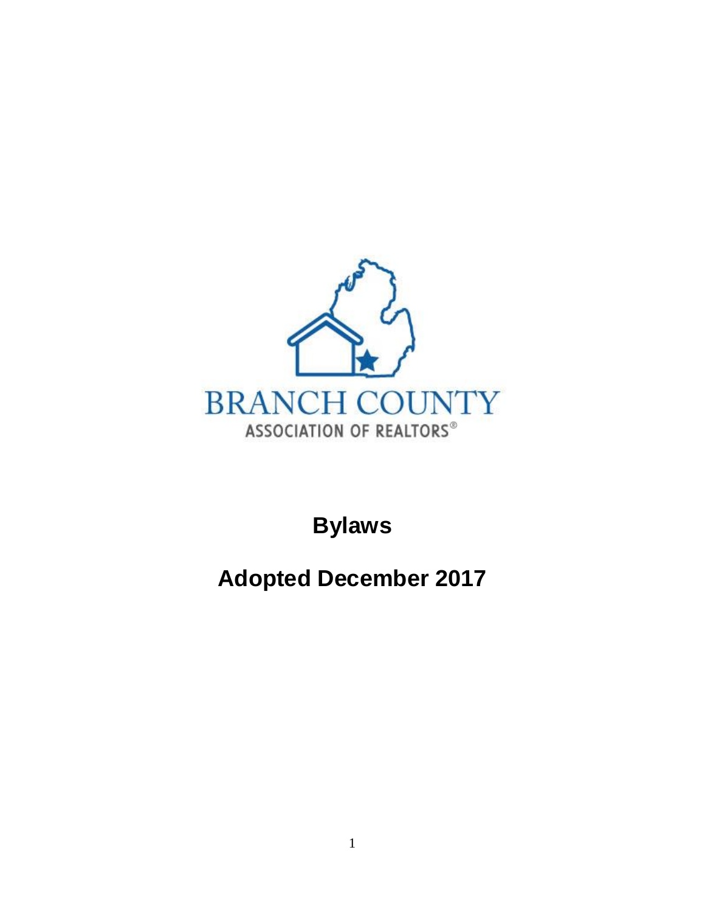BRANCH COUNTY

ASSOCIATION OF REALTORS®

# Bylaws

# Adopted December 2017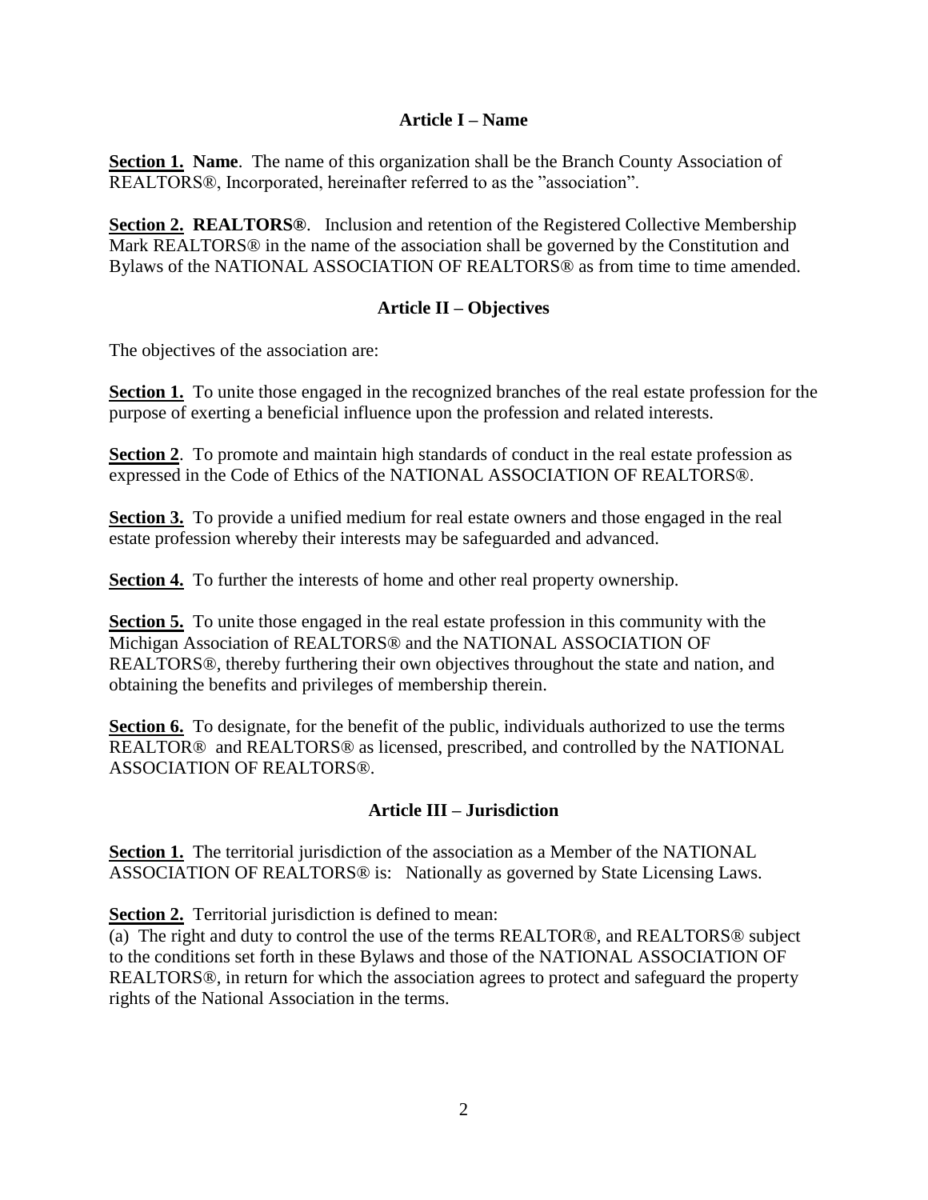## Article I – Name

**Section 1. Name**. The name of this organization shall be the Branch County Association of REALTORS®, Incorporated, hereinafter referred to as the "association".

**Section 2. REALTORS®**. Inclusion and retention of the Registered Collective Membership Mark REALTORS® in the name of the association shall be governed by the Constitution and Bylaws of the NATIONAL ASSOCIATION OF REALTORS® as from time to time amended.

## Article II – Objectives

The objectives of the association are:

**Section 1.** To unite those engaged in the recognized branches of the real estate profession for the purpose of exerting a beneficial influence upon the profession and related interests.

**Section 2**. To promote and maintain high standards of conduct in the real estate profession as expressed in the Code of Ethics of the NATIONAL ASSOCIATION OF REALTORS®.

**Section 3.** To provide a unified medium for real estate owners and those engaged in the real estate profession whereby their interests may be safeguarded and advanced.

**Section 4.** To further the interests of home and other real property ownership.

**Section 5.** To unite those engaged in the real estate profession in this community with the Michigan Association of REALTORS® and the NATIONAL ASSOCIATION OF REALTORS®, thereby furthering their own objectives throughout the state and nation, and obtaining the benefits and privileges of membership therein.

**Section 6.** To designate, for the benefit of the public, individuals authorized to use the terms REALTOR® and REALTORS® as licensed, prescribed, and controlled by the NATIONAL ASSOCIATION OF REALTORS®.

## Article III – Jurisdiction

**Section 1.** The territorial jurisdiction of the association as a Member of the NATIONAL ASSOCIATION OF REALTORS® is: Nationally as governed by State Licensing Laws.

**Section 2.** Territorial jurisdiction is defined to mean:

(a) The right and duty to control the use of the terms REALTOR®, and REALTORS® subject to the conditions set forth in these Bylaws and those of the NATIONAL ASSOCIATION OF REALTORS®, in return for which the association agrees to protect and safeguard the property rights of the National Association in the terms.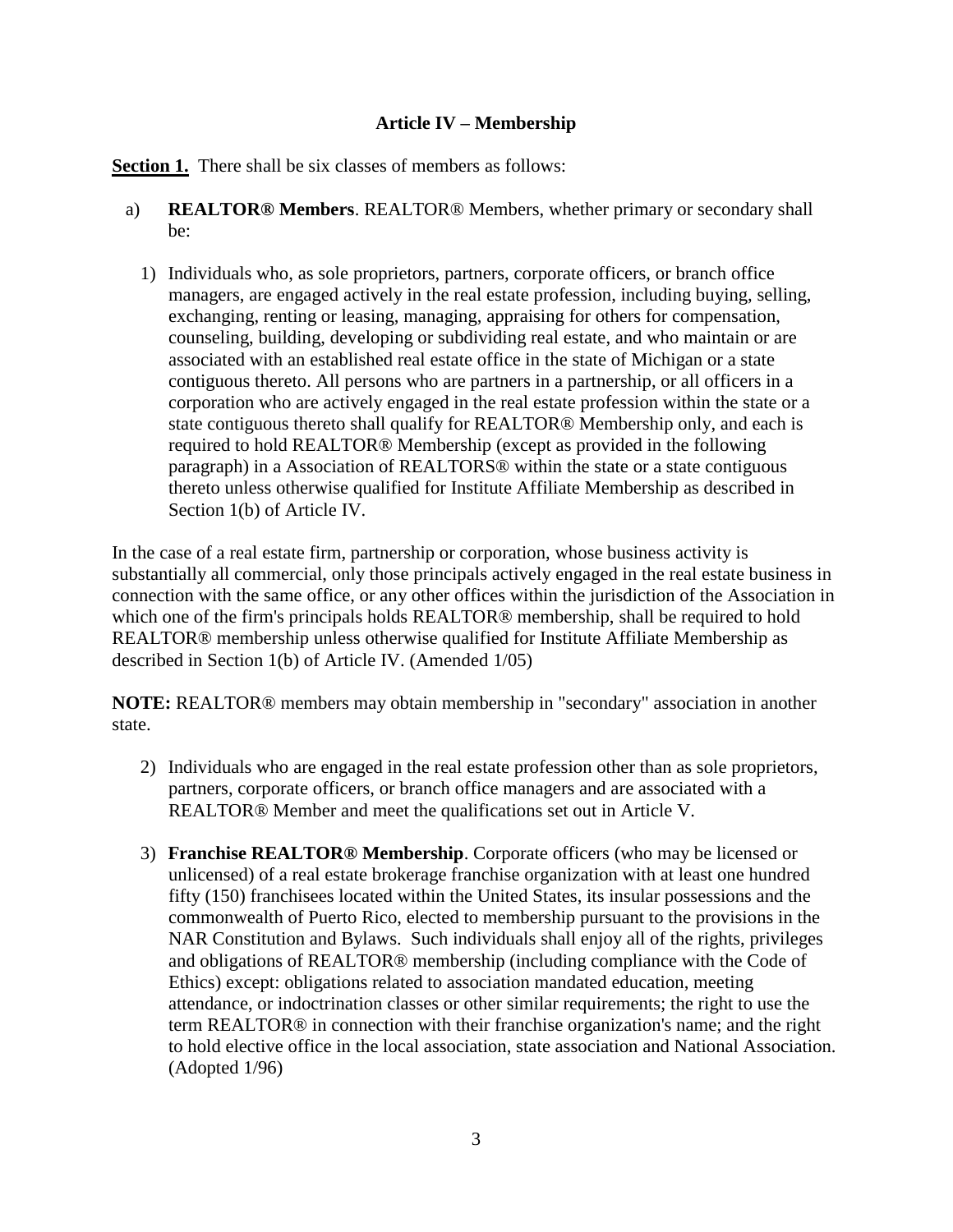## Article IV – Membership

**Section 1.** There shall be six classes of members as follows:

a) **REALTOR® Members**. REALTOR® Members, whether primary or secondary shall be:

1) Individuals who, as sole proprietors, partners, corporate officers, or branch office managers, are engaged actively in the real estate profession, including buying, selling, exchanging, renting or leasing, managing, appraising for others for compensation, counseling, building, developing or subdividing real estate, and who maintain or are associated with an established real estate office in the state of Michigan or a state contiguous thereto. All persons who are partners in a partnership, or all officers in a corporation who are actively engaged in the real estate profession within the state or a state contiguous thereto shall qualify for REALTOR® Membership only, and each is required to hold REALTOR® Membership (except as provided in the following paragraph) in a Association of REALTORS® within the state or a state contiguous thereto unless otherwise qualified for Institute Affiliate Membership as described in Section 1(b) of Article IV.

In the case of a real estate firm, partnership or corporation, whose business activity is substantially all commercial, only those principals actively engaged in the real estate business in connection with the same office, or any other offices within the jurisdiction of the Association in which one of the firm's principals holds REALTOR® membership, shall be required to hold REALTOR® membership unless otherwise qualified for Institute Affiliate Membership as described in Section 1(b) of Article IV. (Amended 1/05)

**NOTE:** REALTOR® members may obtain membership in "secondary" association in another state.

2) Individuals who are engaged in the real estate profession other than as sole proprietors, partners, corporate officers, or branch office managers and are associated with a REALTOR® Member and meet the qualifications set out in Article V.

3) **Franchise REALTOR® Membership**. Corporate officers (who may be licensed or unlicensed) of a real estate brokerage franchise organization with at least one hundred fifty (150) franchisees located within the United States, its insular possessions and the commonwealth of Puerto Rico, elected to membership pursuant to the provisions in the NAR Constitution and Bylaws. Such individuals shall enjoy all of the rights, privileges and obligations of REALTOR® membership (including compliance with the Code of Ethics) except: obligations related to association mandated education, meeting attendance, or indoctrination classes or other similar requirements; the right to use the term REALTOR® in connection with their franchise organization's name; and the right to hold elective office in the local association, state association and National Association. (Adopted 1/96)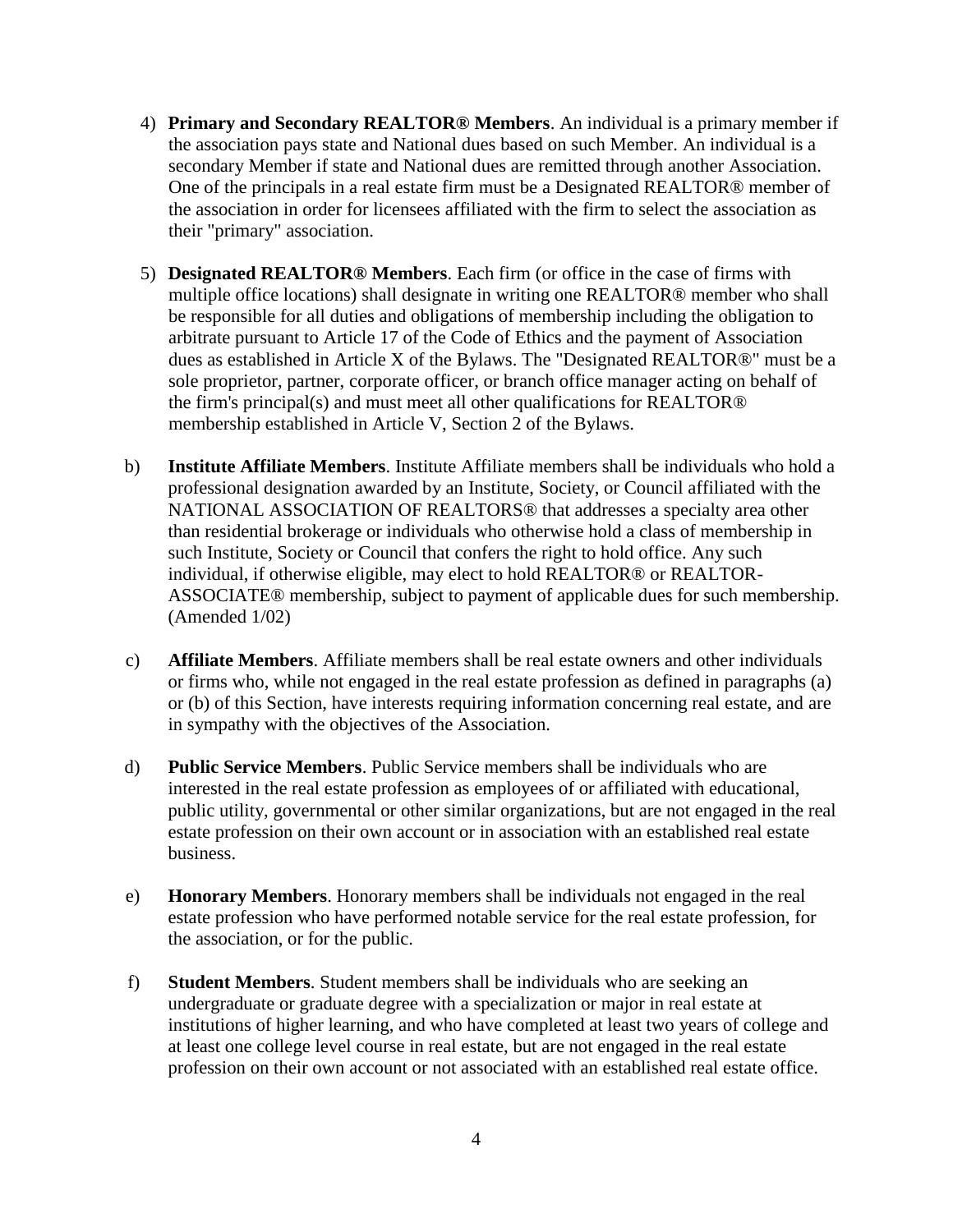4) **Primary and Secondary REALTOR® Members**. An individual is a primary member if the association pays state and National dues based on such Member. An individual is a secondary Member if state and National dues are remitted through another Association. One of the principals in a real estate firm must be a Designated REALTOR® member of the association in order for licensees affiliated with the firm to select the association as their "primary" association.

5) **Designated REALTOR® Members**. Each firm (or office in the case of firms with multiple office locations) shall designate in writing one REALTOR® member who shall be responsible for all duties and obligations of membership including the obligation to arbitrate pursuant to Article 17 of the Code of Ethics and the payment of Association dues as established in Article X of the Bylaws. The "Designated REALTOR®" must be a sole proprietor, partner, corporate officer, or branch office manager acting on behalf of the firm's principal(s) and must meet all other qualifications for REALTOR® membership established in Article V, Section 2 of the Bylaws.

b) **Institute Affiliate Members**. Institute Affiliate members shall be individuals who hold a professional designation awarded by an Institute, Society, or Council affiliated with the NATIONAL ASSOCIATION OF REALTORS® that addresses a specialty area other than residential brokerage or individuals who otherwise hold a class of membership in such Institute, Society or Council that confers the right to hold office. Any such individual, if otherwise eligible, may elect to hold REALTOR® or REALTOR-ASSOCIATE® membership, subject to payment of applicable dues for such membership. (Amended 1/02)

c) **Affiliate Members**. Affiliate members shall be real estate owners and other individuals or firms who, while not engaged in the real estate profession as defined in paragraphs (a) or (b) of this Section, have interests requiring information concerning real estate, and are in sympathy with the objectives of the Association.

d) **Public Service Members**. Public Service members shall be individuals who are interested in the real estate profession as employees of or affiliated with educational, public utility, governmental or other similar organizations, but are not engaged in the real estate profession on their own account or in association with an established real estate business.

e) **Honorary Members**. Honorary members shall be individuals not engaged in the real estate profession who have performed notable service for the real estate profession, for the association, or for the public.

f) **Student Members**. Student members shall be individuals who are seeking an undergraduate or graduate degree with a specialization or major in real estate at institutions of higher learning, and who have completed at least two years of college and at least one college level course in real estate, but are not engaged in the real estate profession on their own account or not associated with an established real estate office.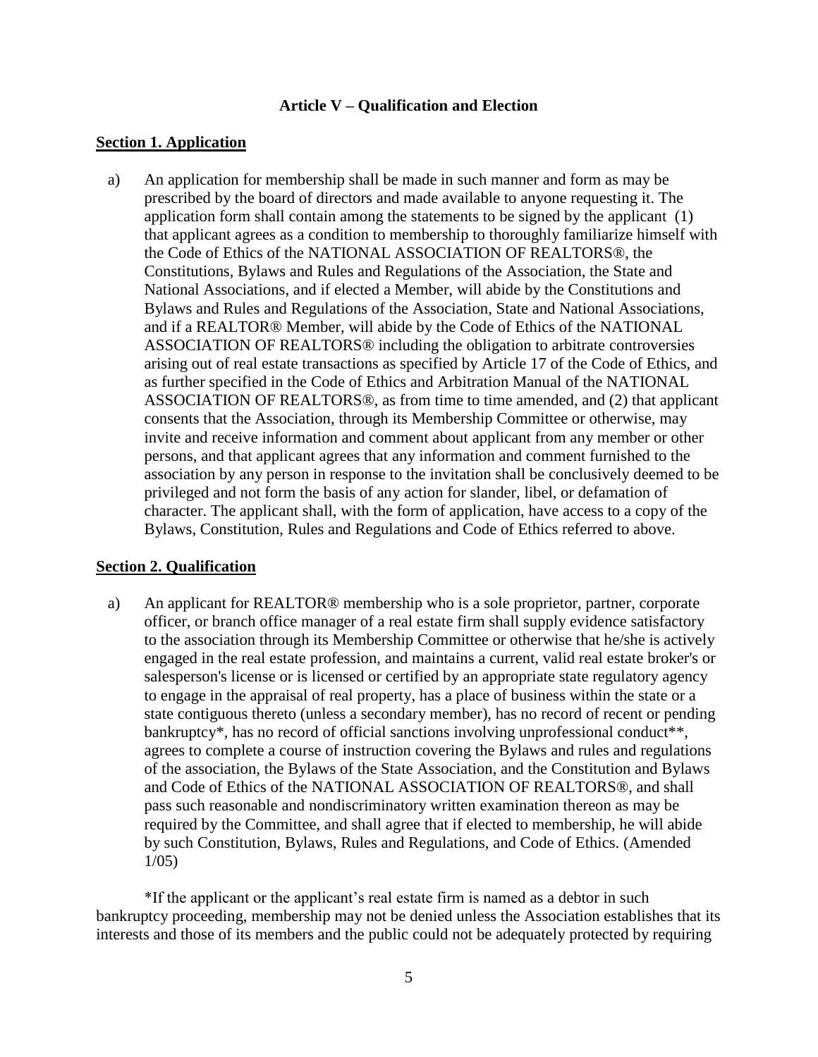## Article V – Qualification and Election

### Section 1. Application

a) An application for membership shall be made in such manner and form as may be prescribed by the board of directors and made available to anyone requesting it. The application form shall contain among the statements to be signed by the applicant (1) that applicant agrees as a condition to membership to thoroughly familiarize himself with the Code of Ethics of the NATIONAL ASSOCIATION OF REALTORS®, the Constitutions, Bylaws and Rules and Regulations of the Association, the State and National Associations, and if elected a Member, will abide by the Constitutions and Bylaws and Rules and Regulations of the Association, State and National Associations, and if a REALTOR® Member, will abide by the Code of Ethics of the NATIONAL ASSOCIATION OF REALTORS® including the obligation to arbitrate controversies arising out of real estate transactions as specified by Article 17 of the Code of Ethics, and as further specified in the Code of Ethics and Arbitration Manual of the NATIONAL ASSOCIATION OF REALTORS®, as from time to time amended, and (2) that applicant consents that the Association, through its Membership Committee or otherwise, may invite and receive information and comment about applicant from any member or other persons, and that applicant agrees that any information and comment furnished to the association by any person in response to the invitation shall be conclusively deemed to be privileged and not form the basis of any action for slander, libel, or defamation of character. The applicant shall, with the form of application, have access to a copy of the Bylaws, Constitution, Rules and Regulations and Code of Ethics referred to above.

### Section 2. Qualification

a) An applicant for REALTOR® membership who is a sole proprietor, partner, corporate officer, or branch office manager of a real estate firm shall supply evidence satisfactory to the association through its Membership Committee or otherwise that he/she is actively engaged in the real estate profession, and maintains a current, valid real estate broker's or salesperson's license or is licensed or certified by an appropriate state regulatory agency to engage in the appraisal of real property, has a place of business within the state or a state contiguous thereto (unless a secondary member), has no record of recent or pending bankruptcy*, has no record of official sanctions involving unprofessional conduct**, agrees to complete a course of instruction covering the Bylaws and rules and regulations of the association, the Bylaws of the State Association, and the Constitution and Bylaws and Code of Ethics of the NATIONAL ASSOCIATION OF REALTORS®, and shall pass such reasonable and nondiscriminatory written examination thereon as may be required by the Committee, and shall agree that if elected to membership, he will abide by such Constitution, Bylaws, Rules and Regulations, and Code of Ethics. (Amended 1/05)

*If the applicant or the applicant's real estate firm is named as a debtor in such bankruptcy proceeding, membership may not be denied unless the Association establishes that its interests and those of its members and the public could not be adequately protected by requiring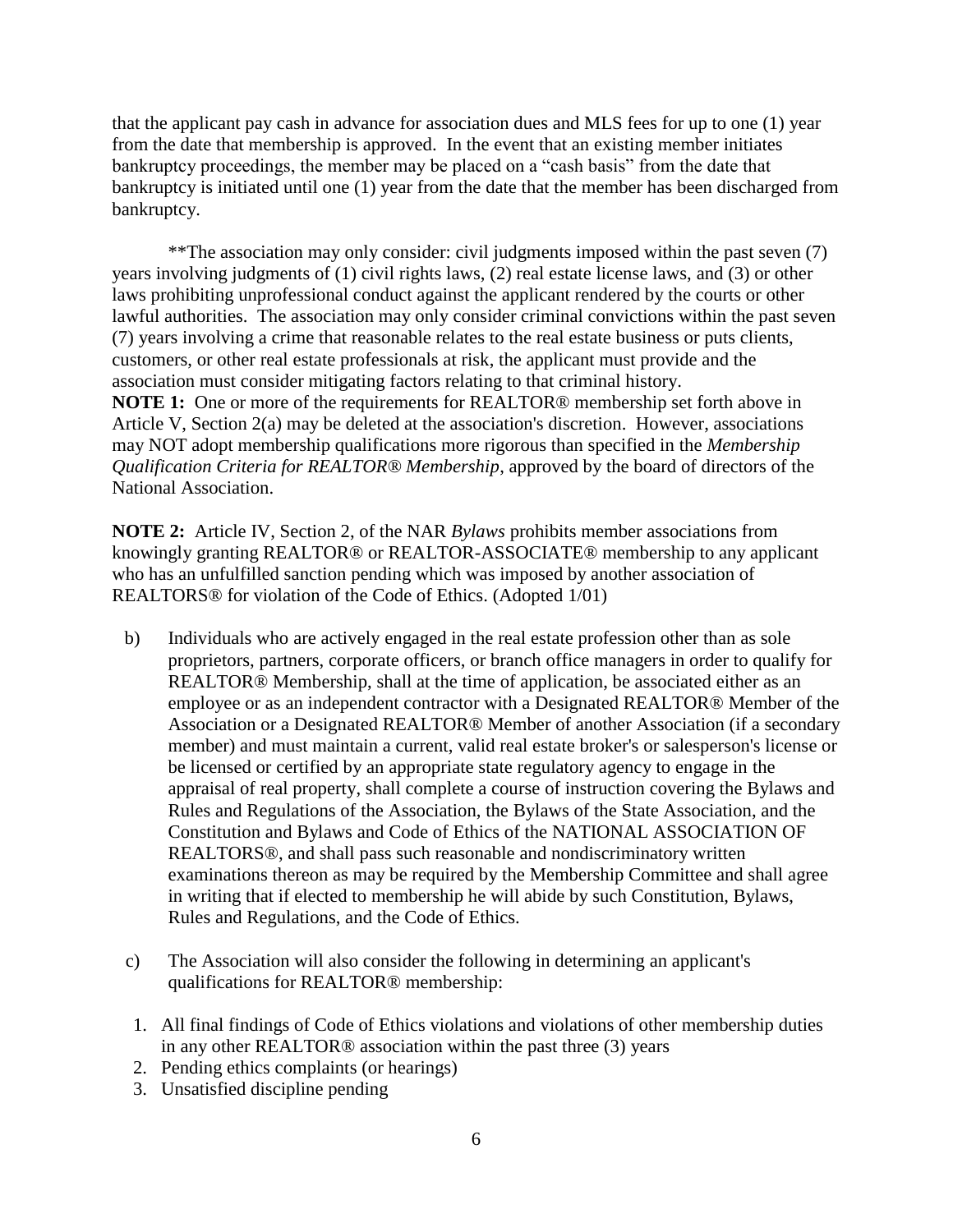that the applicant pay cash in advance for association dues and MLS fees for up to one (1) year from the date that membership is approved. In the event that an existing member initiates bankruptcy proceedings, the member may be placed on a "cash basis" from the date that bankruptcy is initiated until one (1) year from the date that the member has been discharged from bankruptcy.

**The association may only consider: civil judgments imposed within the past seven (7) years involving judgments of (1) civil rights laws, (2) real estate license laws, and (3) or other laws prohibiting unprofessional conduct against the applicant rendered by the courts or other lawful authorities. The association may only consider criminal convictions within the past seven (7) years involving a crime that reasonable relates to the real estate business or puts clients, customers, or other real estate professionals at risk, the applicant must provide and the association must consider mitigating factors relating to that criminal history.

**NOTE 1:** One or more of the requirements for REALTOR® membership set forth above in Article V, Section 2(a) may be deleted at the association's discretion. However, associations may NOT adopt membership qualifications more rigorous than specified in the *Membership Qualification Criteria for REALTOR® Membership*, approved by the board of directors of the National Association.

**NOTE 2:** Article IV, Section 2, of the NAR *Bylaws* prohibits member associations from knowingly granting REALTOR® or REALTOR-ASSOCIATE® membership to any applicant who has an unfulfilled sanction pending which was imposed by another association of REALTORS® for violation of the Code of Ethics. (Adopted 1/01)

b) Individuals who are actively engaged in the real estate profession other than as sole proprietors, partners, corporate officers, or branch office managers in order to qualify for REALTOR® Membership, shall at the time of application, be associated either as an employee or as an independent contractor with a Designated REALTOR® Member of the Association or a Designated REALTOR® Member of another Association (if a secondary member) and must maintain a current, valid real estate broker's or salesperson's license or be licensed or certified by an appropriate state regulatory agency to engage in the appraisal of real property, shall complete a course of instruction covering the Bylaws and Rules and Regulations of the Association, the Bylaws of the State Association, and the Constitution and Bylaws and Code of Ethics of the NATIONAL ASSOCIATION OF REALTORS®, and shall pass such reasonable and nondiscriminatory written examinations thereon as may be required by the Membership Committee and shall agree in writing that if elected to membership he will abide by such Constitution, Bylaws, Rules and Regulations, and the Code of Ethics.

c) The Association will also consider the following in determining an applicant's qualifications for REALTOR® membership:

1. All final findings of Code of Ethics violations and violations of other membership duties in any other REALTOR® association within the past three (3) years
2. Pending ethics complaints (or hearings)
3. Unsatisfied discipline pending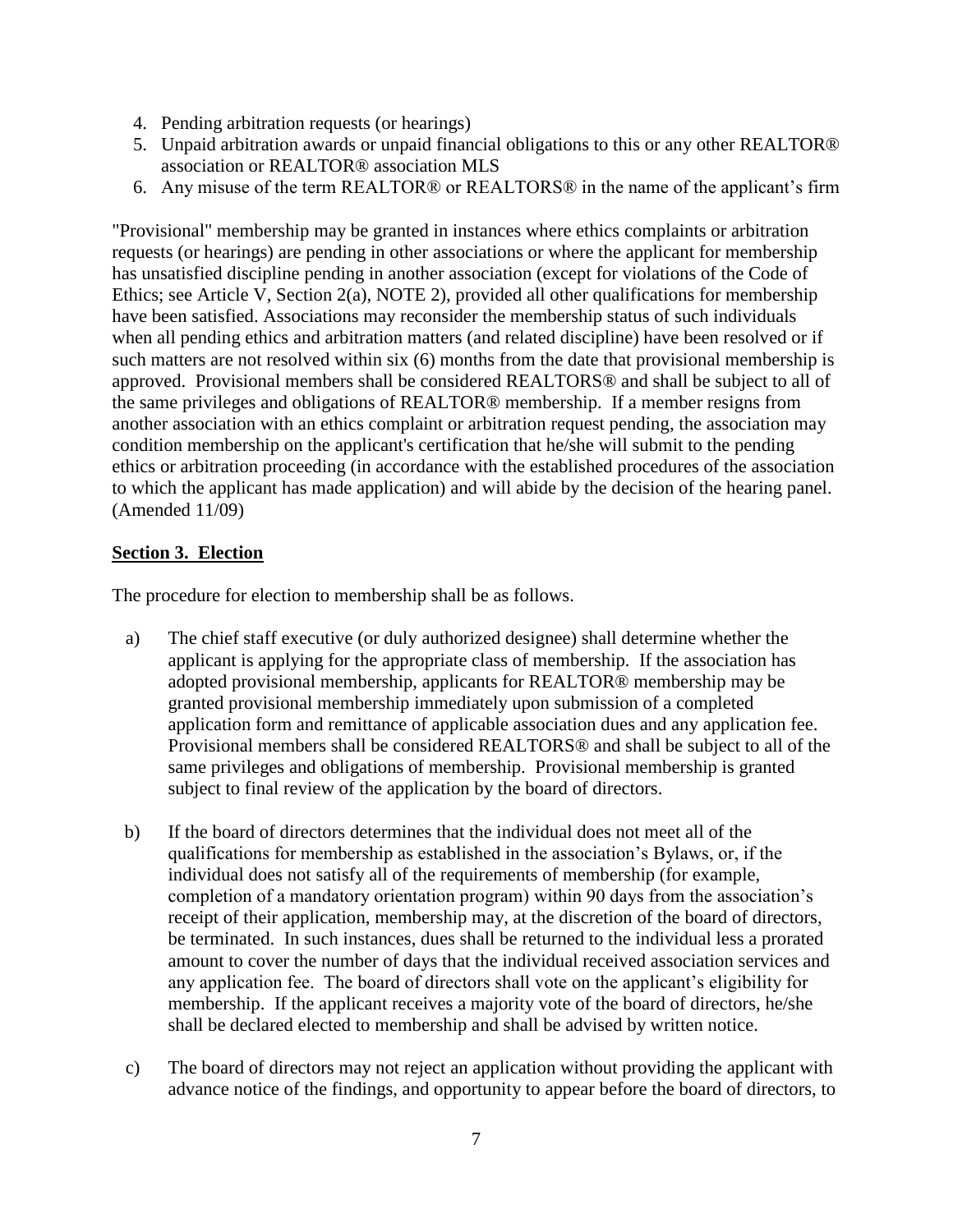4. Pending arbitration requests (or hearings)
5. Unpaid arbitration awards or unpaid financial obligations to this or any other REALTOR® association or REALTOR® association MLS
6. Any misuse of the term REALTOR® or REALTORS® in the name of the applicant's firm

"Provisional" membership may be granted in instances where ethics complaints or arbitration requests (or hearings) are pending in other associations or where the applicant for membership has unsatisfied discipline pending in another association (except for violations of the Code of Ethics; see Article V, Section 2(a), NOTE 2), provided all other qualifications for membership have been satisfied. Associations may reconsider the membership status of such individuals when all pending ethics and arbitration matters (and related discipline) have been resolved or if such matters are not resolved within six (6) months from the date that provisional membership is approved. Provisional members shall be considered REALTORS® and shall be subject to all of the same privileges and obligations of REALTOR® membership. If a member resigns from another association with an ethics complaint or arbitration request pending, the association may condition membership on the applicant's certification that he/she will submit to the pending ethics or arbitration proceeding (in accordance with the established procedures of the association to which the applicant has made application) and will abide by the decision of the hearing panel. (Amended 11/09)

**Section 3. Election**

The procedure for election to membership shall be as follows.

a) The chief staff executive (or duly authorized designee) shall determine whether the applicant is applying for the appropriate class of membership. If the association has adopted provisional membership, applicants for REALTOR® membership may be granted provisional membership immediately upon submission of a completed application form and remittance of applicable association dues and any application fee. Provisional members shall be considered REALTORS® and shall be subject to all of the same privileges and obligations of membership. Provisional membership is granted subject to final review of the application by the board of directors.

b) If the board of directors determines that the individual does not meet all of the qualifications for membership as established in the association's Bylaws, or, if the individual does not satisfy all of the requirements of membership (for example, completion of a mandatory orientation program) within 90 days from the association's receipt of their application, membership may, at the discretion of the board of directors, be terminated. In such instances, dues shall be returned to the individual less a prorated amount to cover the number of days that the individual received association services and any application fee. The board of directors shall vote on the applicant's eligibility for membership. If the applicant receives a majority vote of the board of directors, he/she shall be declared elected to membership and shall be advised by written notice.

c) The board of directors may not reject an application without providing the applicant with advance notice of the findings, and opportunity to appear before the board of directors, to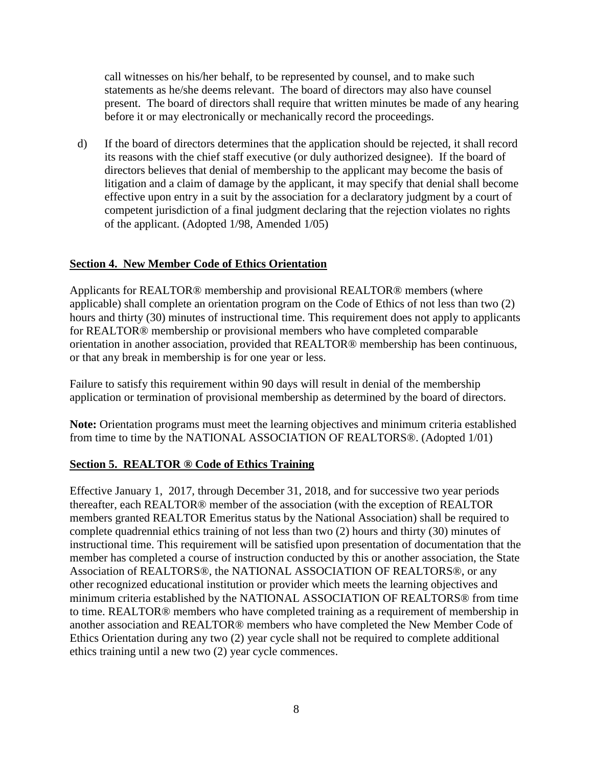call witnesses on his/her behalf, to be represented by counsel, and to make such statements as he/she deems relevant. The board of directors may also have counsel present. The board of directors shall require that written minutes be made of any hearing before it or may electronically or mechanically record the proceedings.

d) If the board of directors determines that the application should be rejected, it shall record its reasons with the chief staff executive (or duly authorized designee). If the board of directors believes that denial of membership to the applicant may become the basis of litigation and a claim of damage by the applicant, it may specify that denial shall become effective upon entry in a suit by the association for a declaratory judgment by a court of competent jurisdiction of a final judgment declaring that the rejection violates no rights of the applicant. (Adopted 1/98, Amended 1/05)

**Section 4. New Member Code of Ethics Orientation**

Applicants for REALTOR® membership and provisional REALTOR® members (where applicable) shall complete an orientation program on the Code of Ethics of not less than two (2) hours and thirty (30) minutes of instructional time. This requirement does not apply to applicants for REALTOR® membership or provisional members who have completed comparable orientation in another association, provided that REALTOR® membership has been continuous, or that any break in membership is for one year or less.

Failure to satisfy this requirement within 90 days will result in denial of the membership application or termination of provisional membership as determined by the board of directors.

**Note:** Orientation programs must meet the learning objectives and minimum criteria established from time to time by the NATIONAL ASSOCIATION OF REALTORS®. (Adopted 1/01)

**Section 5. REALTOR ® Code of Ethics Training**

Effective January 1, 2017, through December 31, 2018, and for successive two year periods thereafter, each REALTOR® member of the association (with the exception of REALTOR members granted REALTOR Emeritus status by the National Association) shall be required to complete quadrennial ethics training of not less than two (2) hours and thirty (30) minutes of instructional time. This requirement will be satisfied upon presentation of documentation that the member has completed a course of instruction conducted by this or another association, the State Association of REALTORS®, the NATIONAL ASSOCIATION OF REALTORS®, or any other recognized educational institution or provider which meets the learning objectives and minimum criteria established by the NATIONAL ASSOCIATION OF REALTORS® from time to time. REALTOR® members who have completed training as a requirement of membership in another association and REALTOR® members who have completed the New Member Code of Ethics Orientation during any two (2) year cycle shall not be required to complete additional ethics training until a new two (2) year cycle commences.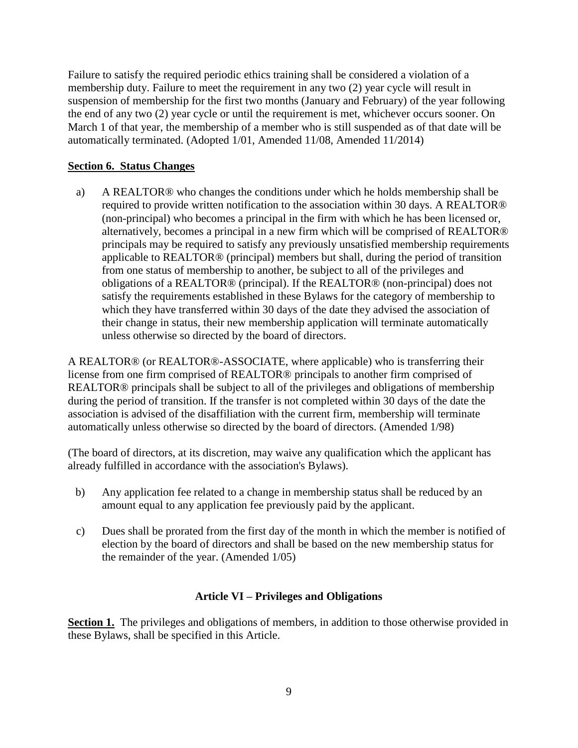Failure to satisfy the required periodic ethics training shall be considered a violation of a membership duty. Failure to meet the requirement in any two (2) year cycle will result in suspension of membership for the first two months (January and February) of the year following the end of any two (2) year cycle or until the requirement is met, whichever occurs sooner. On March 1 of that year, the membership of a member who is still suspended as of that date will be automatically terminated. (Adopted 1/01, Amended 11/08, Amended 11/2014)

**Section 6. Status Changes**

a) A REALTOR® who changes the conditions under which he holds membership shall be required to provide written notification to the association within 30 days. A REALTOR® (non-principal) who becomes a principal in the firm with which he has been licensed or, alternatively, becomes a principal in a new firm which will be comprised of REALTOR® principals may be required to satisfy any previously unsatisfied membership requirements applicable to REALTOR® (principal) members but shall, during the period of transition from one status of membership to another, be subject to all of the privileges and obligations of a REALTOR® (principal). If the REALTOR® (non-principal) does not satisfy the requirements established in these Bylaws for the category of membership to which they have transferred within 30 days of the date they advised the association of their change in status, their new membership application will terminate automatically unless otherwise so directed by the board of directors.

A REALTOR® (or REALTOR®-ASSOCIATE, where applicable) who is transferring their license from one firm comprised of REALTOR® principals to another firm comprised of REALTOR® principals shall be subject to all of the privileges and obligations of membership during the period of transition. If the transfer is not completed within 30 days of the date the association is advised of the disaffiliation with the current firm, membership will terminate automatically unless otherwise so directed by the board of directors. (Amended 1/98)

(The board of directors, at its discretion, may waive any qualification which the applicant has already fulfilled in accordance with the association's Bylaws).

b) Any application fee related to a change in membership status shall be reduced by an amount equal to any application fee previously paid by the applicant.

c) Dues shall be prorated from the first day of the month in which the member is notified of election by the board of directors and shall be based on the new membership status for the remainder of the year. (Amended 1/05)

## Article VI – Privileges and Obligations

**Section 1.** The privileges and obligations of members, in addition to those otherwise provided in these Bylaws, shall be specified in this Article.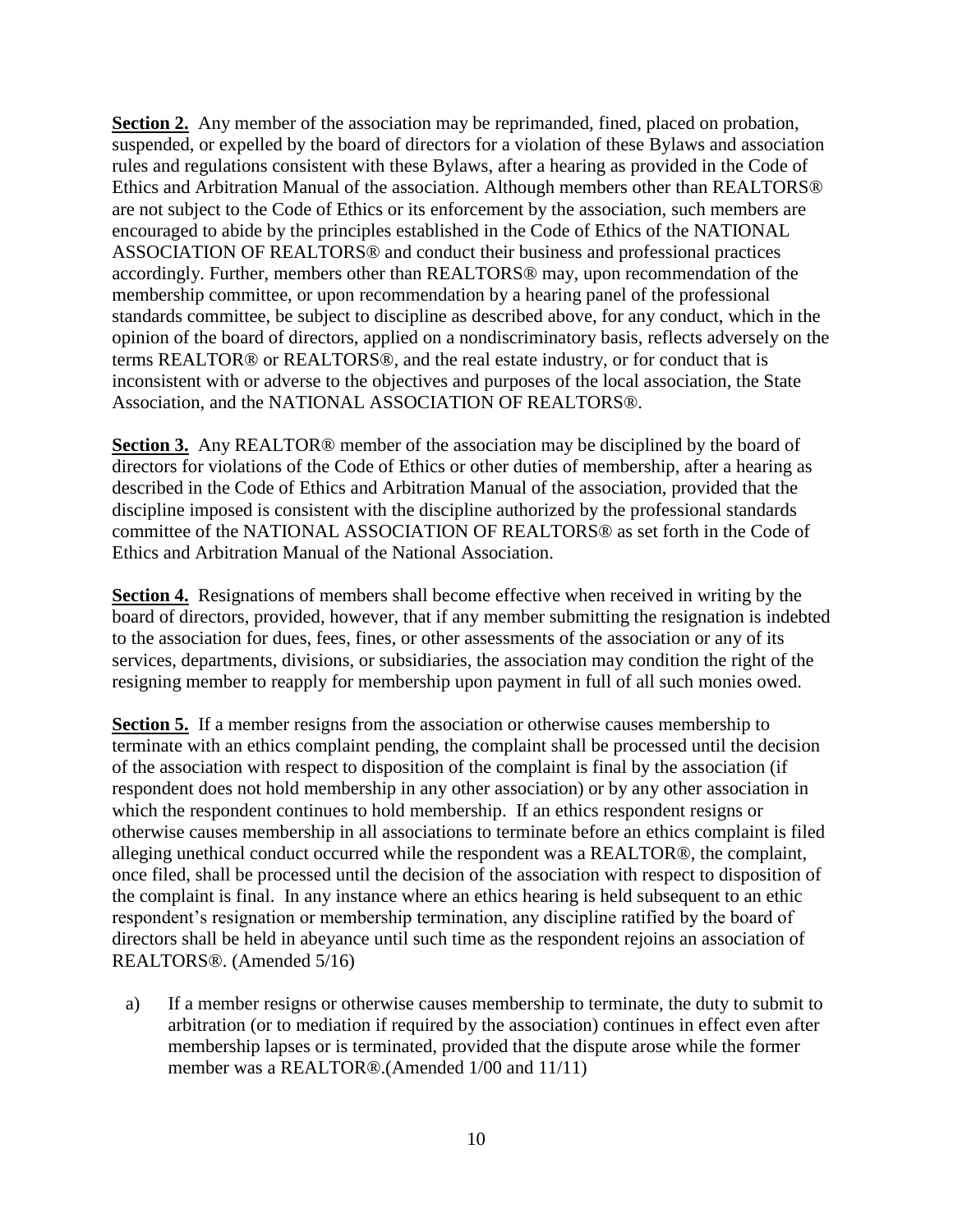**Section 2.** Any member of the association may be reprimanded, fined, placed on probation, suspended, or expelled by the board of directors for a violation of these Bylaws and association rules and regulations consistent with these Bylaws, after a hearing as provided in the Code of Ethics and Arbitration Manual of the association. Although members other than REALTORS® are not subject to the Code of Ethics or its enforcement by the association, such members are encouraged to abide by the principles established in the Code of Ethics of the NATIONAL ASSOCIATION OF REALTORS® and conduct their business and professional practices accordingly. Further, members other than REALTORS® may, upon recommendation of the membership committee, or upon recommendation by a hearing panel of the professional standards committee, be subject to discipline as described above, for any conduct, which in the opinion of the board of directors, applied on a nondiscriminatory basis, reflects adversely on the terms REALTOR® or REALTORS®, and the real estate industry, or for conduct that is inconsistent with or adverse to the objectives and purposes of the local association, the State Association, and the NATIONAL ASSOCIATION OF REALTORS®.

**Section 3.** Any REALTOR® member of the association may be disciplined by the board of directors for violations of the Code of Ethics or other duties of membership, after a hearing as described in the Code of Ethics and Arbitration Manual of the association, provided that the discipline imposed is consistent with the discipline authorized by the professional standards committee of the NATIONAL ASSOCIATION OF REALTORS® as set forth in the Code of Ethics and Arbitration Manual of the National Association.

**Section 4.** Resignations of members shall become effective when received in writing by the board of directors, provided, however, that if any member submitting the resignation is indebted to the association for dues, fees, fines, or other assessments of the association or any of its services, departments, divisions, or subsidiaries, the association may condition the right of the resigning member to reapply for membership upon payment in full of all such monies owed.

**Section 5.** If a member resigns from the association or otherwise causes membership to terminate with an ethics complaint pending, the complaint shall be processed until the decision of the association with respect to disposition of the complaint is final by the association (if respondent does not hold membership in any other association) or by any other association in which the respondent continues to hold membership. If an ethics respondent resigns or otherwise causes membership in all associations to terminate before an ethics complaint is filed alleging unethical conduct occurred while the respondent was a REALTOR®, the complaint, once filed, shall be processed until the decision of the association with respect to disposition of the complaint is final. In any instance where an ethics hearing is held subsequent to an ethic respondent's resignation or membership termination, any discipline ratified by the board of directors shall be held in abeyance until such time as the respondent rejoins an association of REALTORS®. (Amended 5/16)

a) If a member resigns or otherwise causes membership to terminate, the duty to submit to arbitration (or to mediation if required by the association) continues in effect even after membership lapses or is terminated, provided that the dispute arose while the former member was a REALTOR®.(Amended 1/00 and 11/11)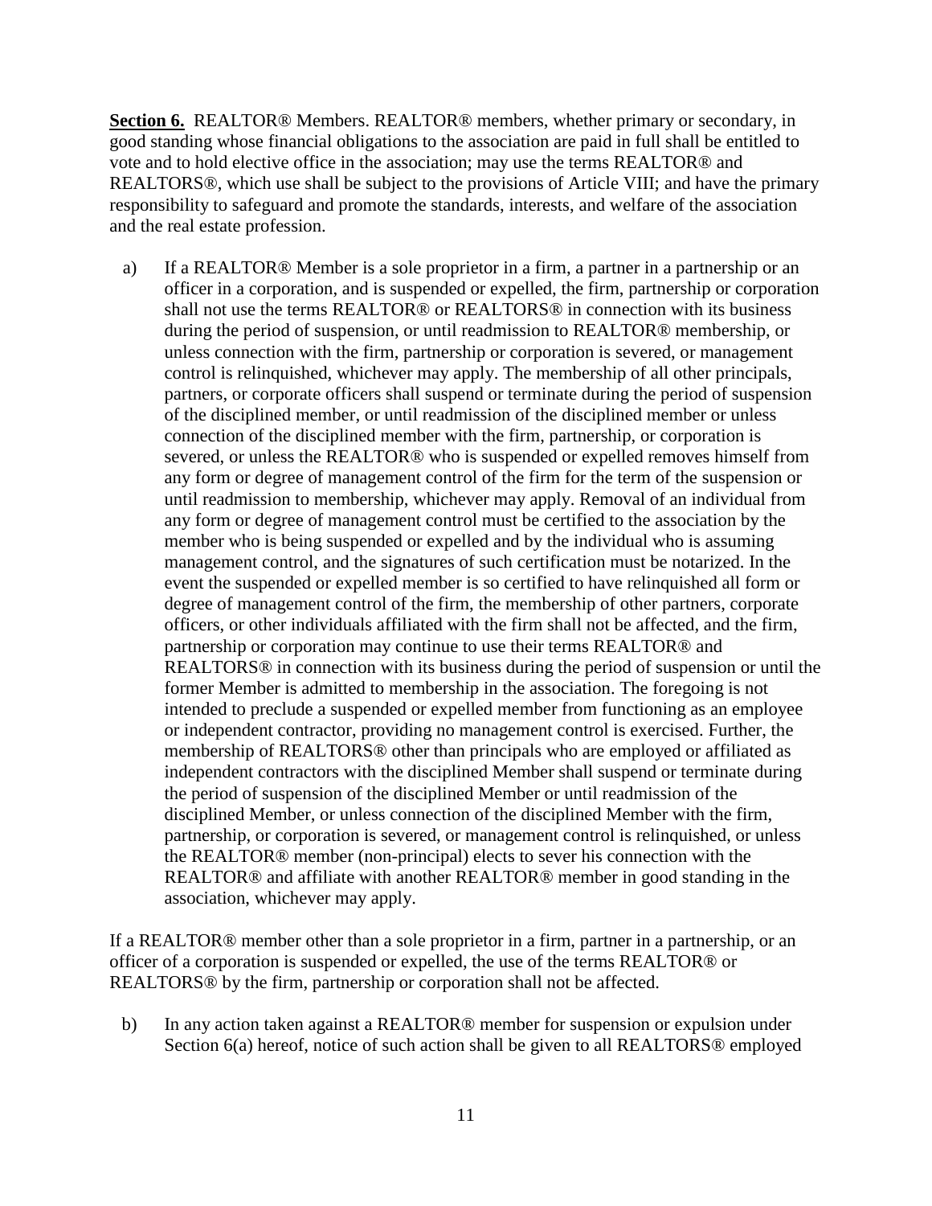**Section 6.** REALTOR® Members. REALTOR® members, whether primary or secondary, in good standing whose financial obligations to the association are paid in full shall be entitled to vote and to hold elective office in the association; may use the terms REALTOR® and REALTORS®, which use shall be subject to the provisions of Article VIII; and have the primary responsibility to safeguard and promote the standards, interests, and welfare of the association and the real estate profession.

a) If a REALTOR® Member is a sole proprietor in a firm, a partner in a partnership or an officer in a corporation, and is suspended or expelled, the firm, partnership or corporation shall not use the terms REALTOR® or REALTORS® in connection with its business during the period of suspension, or until readmission to REALTOR® membership, or unless connection with the firm, partnership or corporation is severed, or management control is relinquished, whichever may apply. The membership of all other principals, partners, or corporate officers shall suspend or terminate during the period of suspension of the disciplined member, or until readmission of the disciplined member or unless connection of the disciplined member with the firm, partnership, or corporation is severed, or unless the REALTOR® who is suspended or expelled removes himself from any form or degree of management control of the firm for the term of the suspension or until readmission to membership, whichever may apply. Removal of an individual from any form or degree of management control must be certified to the association by the member who is being suspended or expelled and by the individual who is assuming management control, and the signatures of such certification must be notarized. In the event the suspended or expelled member is so certified to have relinquished all form or degree of management control of the firm, the membership of other partners, corporate officers, or other individuals affiliated with the firm shall not be affected, and the firm, partnership or corporation may continue to use their terms REALTOR® and REALTORS® in connection with its business during the period of suspension or until the former Member is admitted to membership in the association. The foregoing is not intended to preclude a suspended or expelled member from functioning as an employee or independent contractor, providing no management control is exercised. Further, the membership of REALTORS® other than principals who are employed or affiliated as independent contractors with the disciplined Member shall suspend or terminate during the period of suspension of the disciplined Member or until readmission of the disciplined Member, or unless connection of the disciplined Member with the firm, partnership, or corporation is severed, or management control is relinquished, or unless the REALTOR® member (non-principal) elects to sever his connection with the REALTOR® and affiliate with another REALTOR® member in good standing in the association, whichever may apply.

If a REALTOR® member other than a sole proprietor in a firm, partner in a partnership, or an officer of a corporation is suspended or expelled, the use of the terms REALTOR® or REALTORS® by the firm, partnership or corporation shall not be affected.

b) In any action taken against a REALTOR® member for suspension or expulsion under Section 6(a) hereof, notice of such action shall be given to all REALTORS® employed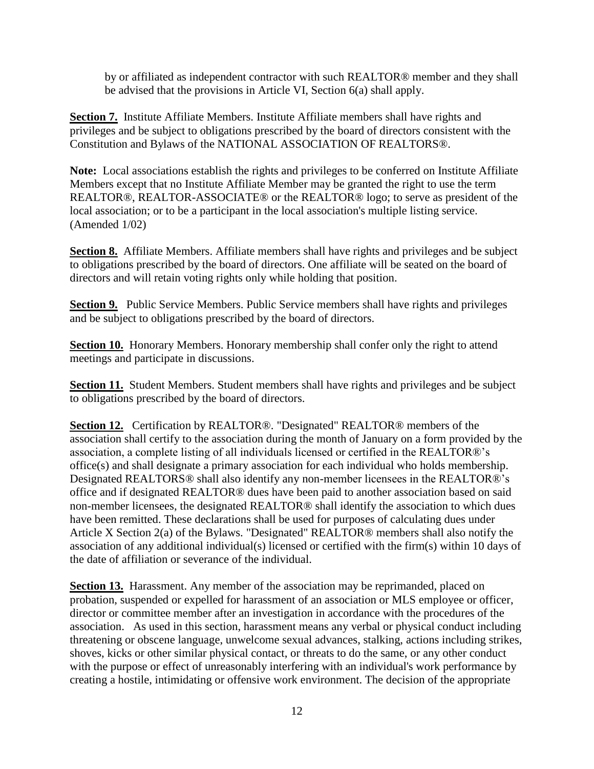by or affiliated as independent contractor with such REALTOR® member and they shall be advised that the provisions in Article VI, Section 6(a) shall apply.

**Section 7.** Institute Affiliate Members. Institute Affiliate members shall have rights and privileges and be subject to obligations prescribed by the board of directors consistent with the Constitution and Bylaws of the NATIONAL ASSOCIATION OF REALTORS®.

**Note:** Local associations establish the rights and privileges to be conferred on Institute Affiliate Members except that no Institute Affiliate Member may be granted the right to use the term REALTOR®, REALTOR-ASSOCIATE® or the REALTOR® logo; to serve as president of the local association; or to be a participant in the local association's multiple listing service. (Amended 1/02)

**Section 8.** Affiliate Members. Affiliate members shall have rights and privileges and be subject to obligations prescribed by the board of directors. One affiliate will be seated on the board of directors and will retain voting rights only while holding that position.

**Section 9.** Public Service Members. Public Service members shall have rights and privileges and be subject to obligations prescribed by the board of directors.

**Section 10.** Honorary Members. Honorary membership shall confer only the right to attend meetings and participate in discussions.

**Section 11.** Student Members. Student members shall have rights and privileges and be subject to obligations prescribed by the board of directors.

**Section 12.** Certification by REALTOR®. "Designated" REALTOR® members of the association shall certify to the association during the month of January on a form provided by the association, a complete listing of all individuals licensed or certified in the REALTOR®'s office(s) and shall designate a primary association for each individual who holds membership. Designated REALTORS® shall also identify any non-member licensees in the REALTOR®'s office and if designated REALTOR® dues have been paid to another association based on said non-member licensees, the designated REALTOR® shall identify the association to which dues have been remitted. These declarations shall be used for purposes of calculating dues under Article X Section 2(a) of the Bylaws. "Designated" REALTOR® members shall also notify the association of any additional individual(s) licensed or certified with the firm(s) within 10 days of the date of affiliation or severance of the individual.

**Section 13.** Harassment. Any member of the association may be reprimanded, placed on probation, suspended or expelled for harassment of an association or MLS employee or officer, director or committee member after an investigation in accordance with the procedures of the association. As used in this section, harassment means any verbal or physical conduct including threatening or obscene language, unwelcome sexual advances, stalking, actions including strikes, shoves, kicks or other similar physical contact, or threats to do the same, or any other conduct with the purpose or effect of unreasonably interfering with an individual's work performance by creating a hostile, intimidating or offensive work environment. The decision of the appropriate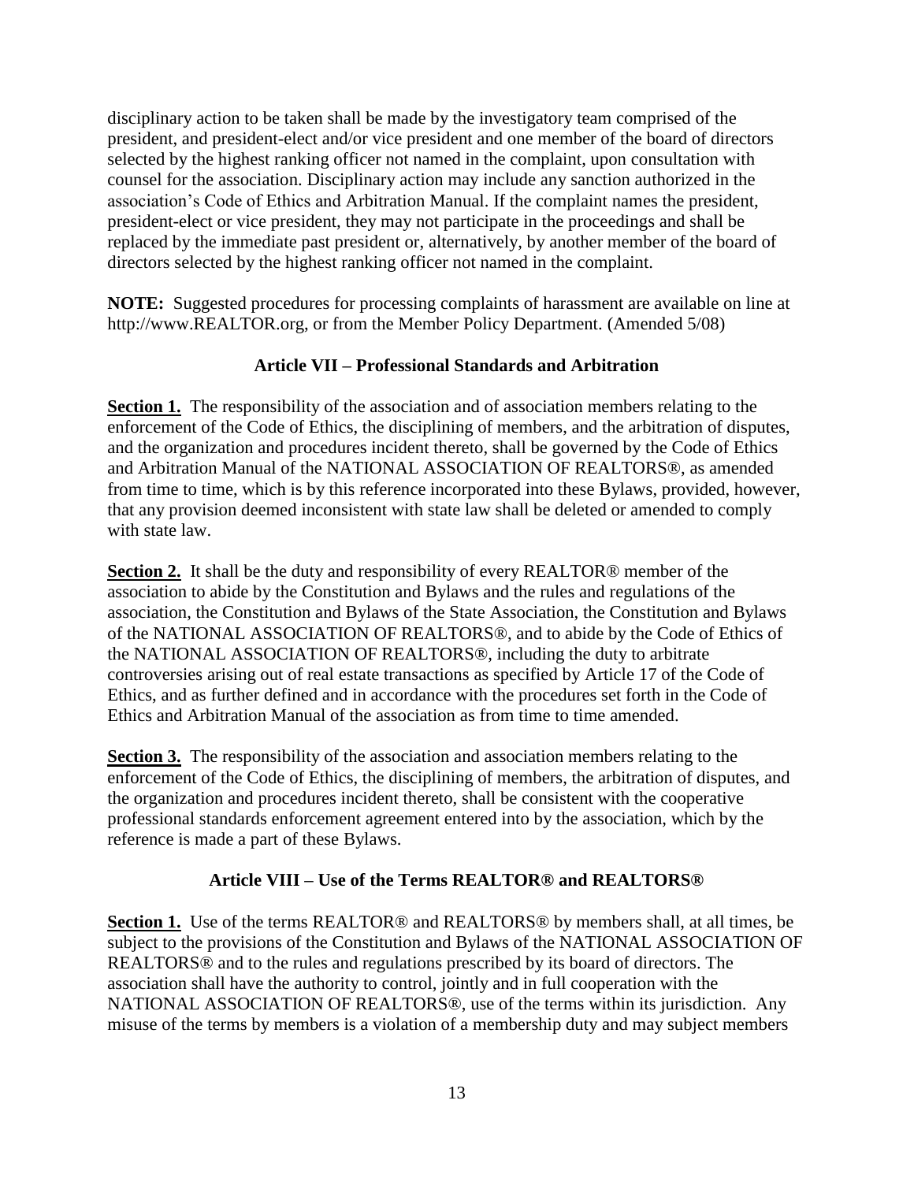disciplinary action to be taken shall be made by the investigatory team comprised of the president, and president-elect and/or vice president and one member of the board of directors selected by the highest ranking officer not named in the complaint, upon consultation with counsel for the association. Disciplinary action may include any sanction authorized in the association's Code of Ethics and Arbitration Manual. If the complaint names the president, president-elect or vice president, they may not participate in the proceedings and shall be replaced by the immediate past president or, alternatively, by another member of the board of directors selected by the highest ranking officer not named in the complaint.

**NOTE:** Suggested procedures for processing complaints of harassment are available on line at http://www.REALTOR.org, or from the Member Policy Department. (Amended 5/08)

## Article VII – Professional Standards and Arbitration

**Section 1.** The responsibility of the association and of association members relating to the enforcement of the Code of Ethics, the disciplining of members, and the arbitration of disputes, and the organization and procedures incident thereto, shall be governed by the Code of Ethics and Arbitration Manual of the NATIONAL ASSOCIATION OF REALTORS®, as amended from time to time, which is by this reference incorporated into these Bylaws, provided, however, that any provision deemed inconsistent with state law shall be deleted or amended to comply with state law.

**Section 2.** It shall be the duty and responsibility of every REALTOR® member of the association to abide by the Constitution and Bylaws and the rules and regulations of the association, the Constitution and Bylaws of the State Association, the Constitution and Bylaws of the NATIONAL ASSOCIATION OF REALTORS®, and to abide by the Code of Ethics of the NATIONAL ASSOCIATION OF REALTORS®, including the duty to arbitrate controversies arising out of real estate transactions as specified by Article 17 of the Code of Ethics, and as further defined and in accordance with the procedures set forth in the Code of Ethics and Arbitration Manual of the association as from time to time amended.

**Section 3.** The responsibility of the association and association members relating to the enforcement of the Code of Ethics, the disciplining of members, the arbitration of disputes, and the organization and procedures incident thereto, shall be consistent with the cooperative professional standards enforcement agreement entered into by the association, which by the reference is made a part of these Bylaws.

## Article VIII – Use of the Terms REALTOR® and REALTORS®

**Section 1.** Use of the terms REALTOR® and REALTORS® by members shall, at all times, be subject to the provisions of the Constitution and Bylaws of the NATIONAL ASSOCIATION OF REALTORS® and to the rules and regulations prescribed by its board of directors. The association shall have the authority to control, jointly and in full cooperation with the NATIONAL ASSOCIATION OF REALTORS®, use of the terms within its jurisdiction. Any misuse of the terms by members is a violation of a membership duty and may subject members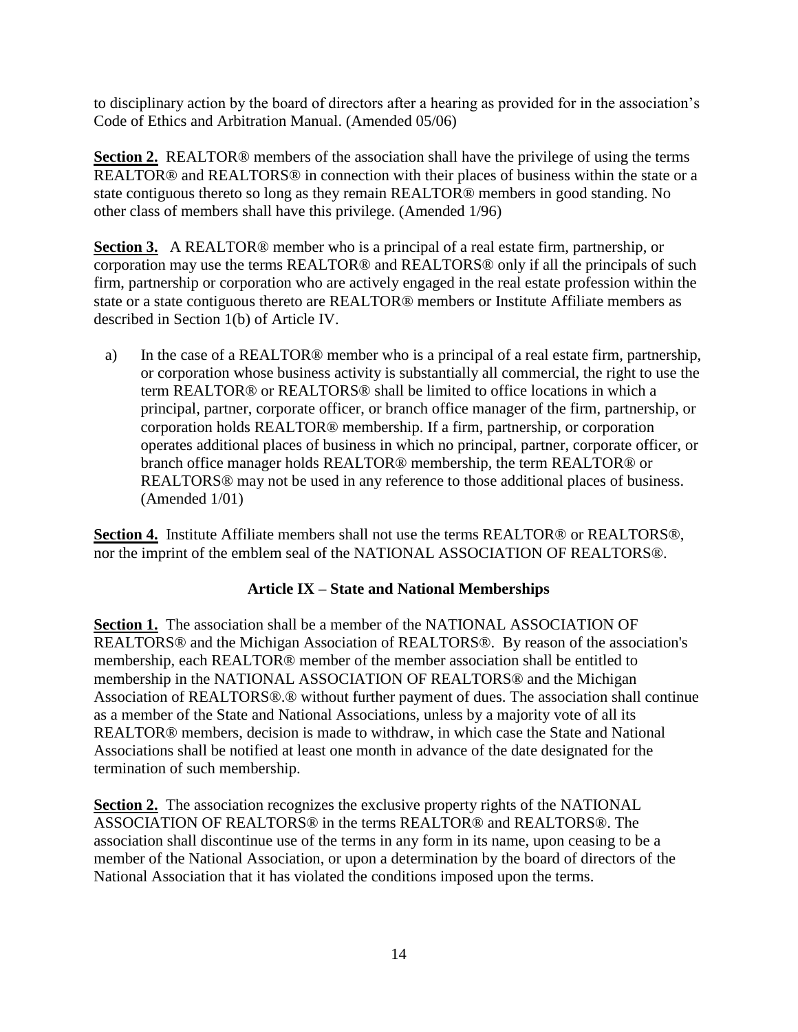to disciplinary action by the board of directors after a hearing as provided for in the association's Code of Ethics and Arbitration Manual. (Amended 05/06)

**Section 2.** REALTOR® members of the association shall have the privilege of using the terms REALTOR® and REALTORS® in connection with their places of business within the state or a state contiguous thereto so long as they remain REALTOR® members in good standing. No other class of members shall have this privilege. (Amended 1/96)

**Section 3.** A REALTOR® member who is a principal of a real estate firm, partnership, or corporation may use the terms REALTOR® and REALTORS® only if all the principals of such firm, partnership or corporation who are actively engaged in the real estate profession within the state or a state contiguous thereto are REALTOR® members or Institute Affiliate members as described in Section 1(b) of Article IV.

a) In the case of a REALTOR® member who is a principal of a real estate firm, partnership, or corporation whose business activity is substantially all commercial, the right to use the term REALTOR® or REALTORS® shall be limited to office locations in which a principal, partner, corporate officer, or branch office manager of the firm, partnership, or corporation holds REALTOR® membership. If a firm, partnership, or corporation operates additional places of business in which no principal, partner, corporate officer, or branch office manager holds REALTOR® membership, the term REALTOR® or REALTORS® may not be used in any reference to those additional places of business. (Amended 1/01)

**Section 4.** Institute Affiliate members shall not use the terms REALTOR® or REALTORS®, nor the imprint of the emblem seal of the NATIONAL ASSOCIATION OF REALTORS®.

## Article IX – State and National Memberships

**Section 1.** The association shall be a member of the NATIONAL ASSOCIATION OF REALTORS® and the Michigan Association of REALTORS®. By reason of the association's membership, each REALTOR® member of the member association shall be entitled to membership in the NATIONAL ASSOCIATION OF REALTORS® and the Michigan Association of REALTORS®.® without further payment of dues. The association shall continue as a member of the State and National Associations, unless by a majority vote of all its REALTOR® members, decision is made to withdraw, in which case the State and National Associations shall be notified at least one month in advance of the date designated for the termination of such membership.

**Section 2.** The association recognizes the exclusive property rights of the NATIONAL ASSOCIATION OF REALTORS® in the terms REALTOR® and REALTORS®. The association shall discontinue use of the terms in any form in its name, upon ceasing to be a member of the National Association, or upon a determination by the board of directors of the National Association that it has violated the conditions imposed upon the terms.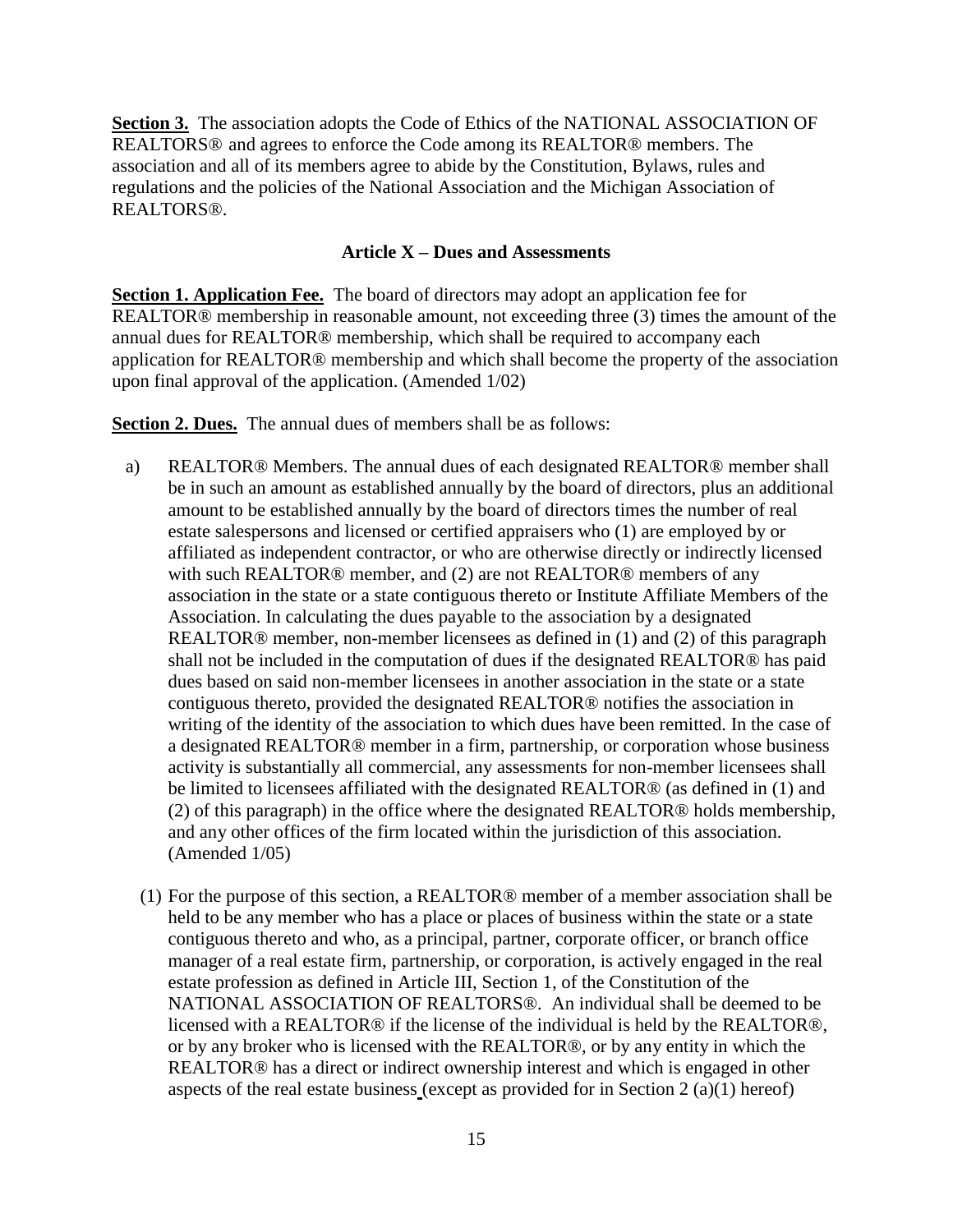**Section 3.** The association adopts the Code of Ethics of the NATIONAL ASSOCIATION OF REALTORS® and agrees to enforce the Code among its REALTOR® members. The association and all of its members agree to abide by the Constitution, Bylaws, rules and regulations and the policies of the National Association and the Michigan Association of REALTORS®.

### Article X – Dues and Assessments

**Section 1. Application Fee.** The board of directors may adopt an application fee for REALTOR® membership in reasonable amount, not exceeding three (3) times the amount of the annual dues for REALTOR® membership, which shall be required to accompany each application for REALTOR® membership and which shall become the property of the association upon final approval of the application. (Amended 1/02)

**Section 2. Dues.** The annual dues of members shall be as follows:

a) REALTOR® Members. The annual dues of each designated REALTOR® member shall be in such an amount as established annually by the board of directors, plus an additional amount to be established annually by the board of directors times the number of real estate salespersons and licensed or certified appraisers who (1) are employed by or affiliated as independent contractor, or who are otherwise directly or indirectly licensed with such REALTOR® member, and (2) are not REALTOR® members of any association in the state or a state contiguous thereto or Institute Affiliate Members of the Association. In calculating the dues payable to the association by a designated REALTOR® member, non-member licensees as defined in (1) and (2) of this paragraph shall not be included in the computation of dues if the designated REALTOR® has paid dues based on said non-member licensees in another association in the state or a state contiguous thereto, provided the designated REALTOR® notifies the association in writing of the identity of the association to which dues have been remitted. In the case of a designated REALTOR® member in a firm, partnership, or corporation whose business activity is substantially all commercial, any assessments for non-member licensees shall be limited to licensees affiliated with the designated REALTOR® (as defined in (1) and (2) of this paragraph) in the office where the designated REALTOR® holds membership, and any other offices of the firm located within the jurisdiction of this association. (Amended 1/05)

(1) For the purpose of this section, a REALTOR® member of a member association shall be held to be any member who has a place or places of business within the state or a state contiguous thereto and who, as a principal, partner, corporate officer, or branch office manager of a real estate firm, partnership, or corporation, is actively engaged in the real estate profession as defined in Article III, Section 1, of the Constitution of the NATIONAL ASSOCIATION OF REALTORS®. An individual shall be deemed to be licensed with a REALTOR® if the license of the individual is held by the REALTOR®, or by any broker who is licensed with the REALTOR®, or by any entity in which the REALTOR® has a direct or indirect ownership interest and which is engaged in other aspects of the real estate business (except as provided for in Section 2 (a)(1) hereof)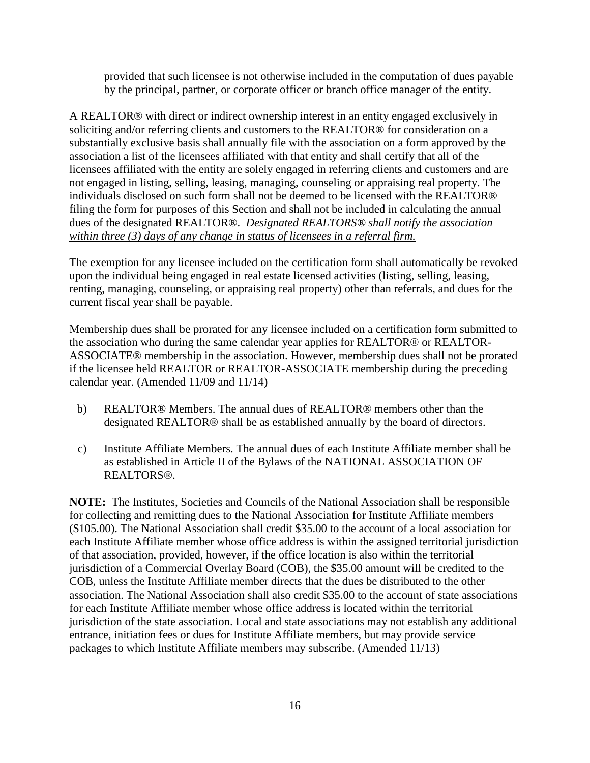provided that such licensee is not otherwise included in the computation of dues payable by the principal, partner, or corporate officer or branch office manager of the entity.

A REALTOR® with direct or indirect ownership interest in an entity engaged exclusively in soliciting and/or referring clients and customers to the REALTOR® for consideration on a substantially exclusive basis shall annually file with the association on a form approved by the association a list of the licensees affiliated with that entity and shall certify that all of the licensees affiliated with the entity are solely engaged in referring clients and customers and are not engaged in listing, selling, leasing, managing, counseling or appraising real property. The individuals disclosed on such form shall not be deemed to be licensed with the REALTOR® filing the form for purposes of this Section and shall not be included in calculating the annual dues of the designated REALTOR®. *Designated REALTORS® shall notify the association within three (3) days of any change in status of licensees in a referral firm.*

The exemption for any licensee included on the certification form shall automatically be revoked upon the individual being engaged in real estate licensed activities (listing, selling, leasing, renting, managing, counseling, or appraising real property) other than referrals, and dues for the current fiscal year shall be payable.

Membership dues shall be prorated for any licensee included on a certification form submitted to the association who during the same calendar year applies for REALTOR® or REALTOR-ASSOCIATE® membership in the association. However, membership dues shall not be prorated if the licensee held REALTOR or REALTOR-ASSOCIATE membership during the preceding calendar year. (Amended 11/09 and 11/14)

b) REALTOR® Members. The annual dues of REALTOR® members other than the designated REALTOR® shall be as established annually by the board of directors.

c) Institute Affiliate Members. The annual dues of each Institute Affiliate member shall be as established in Article II of the Bylaws of the NATIONAL ASSOCIATION OF REALTORS®.

**NOTE:** The Institutes, Societies and Councils of the National Association shall be responsible for collecting and remitting dues to the National Association for Institute Affiliate members ($105.00). The National Association shall credit $35.00 to the account of a local association for each Institute Affiliate member whose office address is within the assigned territorial jurisdiction of that association, provided, however, if the office location is also within the territorial jurisdiction of a Commercial Overlay Board (COB), the $35.00 amount will be credited to the COB, unless the Institute Affiliate member directs that the dues be distributed to the other association. The National Association shall also credit $35.00 to the account of state associations for each Institute Affiliate member whose office address is located within the territorial jurisdiction of the state association. Local and state associations may not establish any additional entrance, initiation fees or dues for Institute Affiliate members, but may provide service packages to which Institute Affiliate members may subscribe. (Amended 11/13)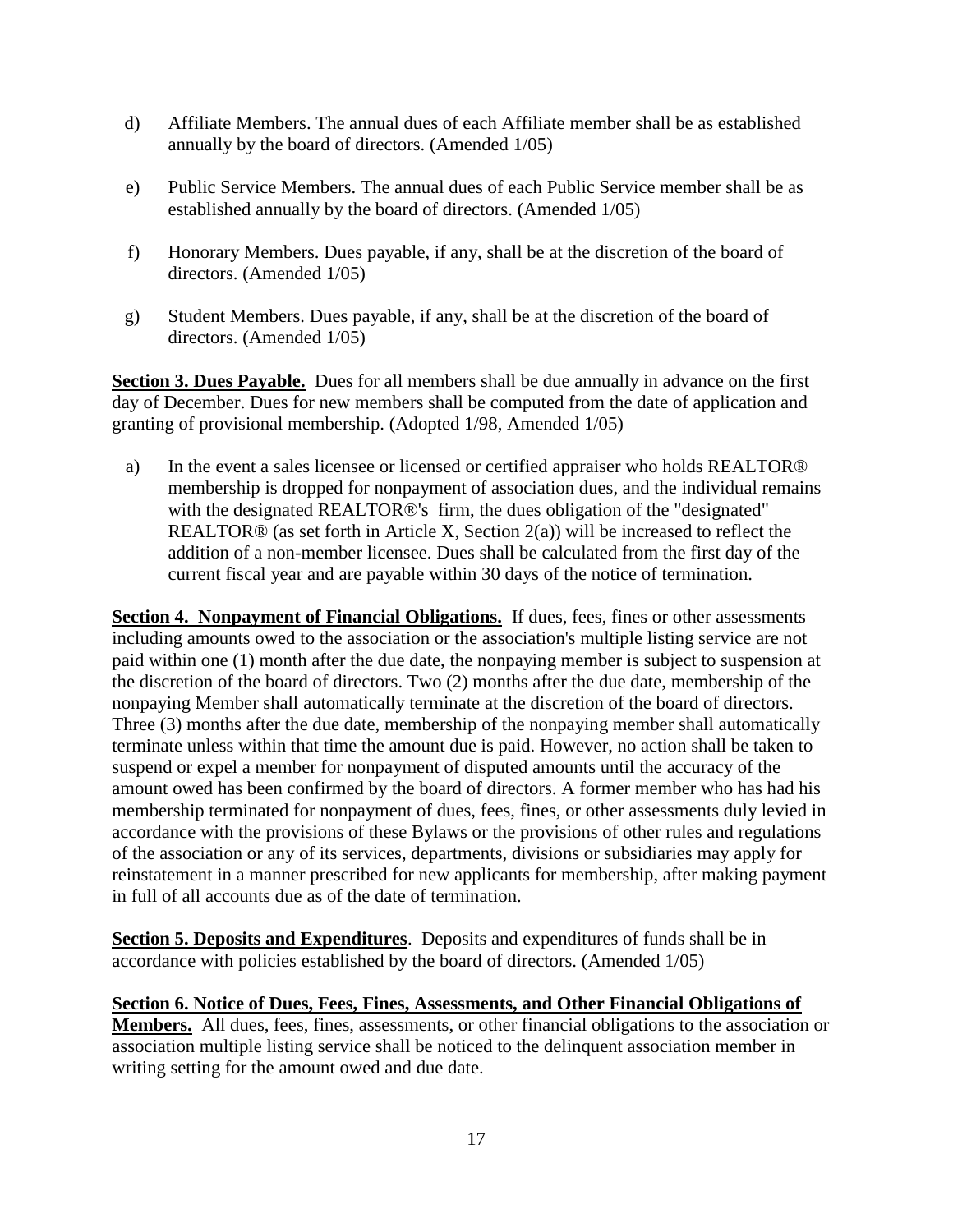d) Affiliate Members. The annual dues of each Affiliate member shall be as established annually by the board of directors. (Amended 1/05)

e) Public Service Members. The annual dues of each Public Service member shall be as established annually by the board of directors. (Amended 1/05)

f) Honorary Members. Dues payable, if any, shall be at the discretion of the board of directors. (Amended 1/05)

g) Student Members. Dues payable, if any, shall be at the discretion of the board of directors. (Amended 1/05)

**Section 3. Dues Payable.** Dues for all members shall be due annually in advance on the first day of December. Dues for new members shall be computed from the date of application and granting of provisional membership. (Adopted 1/98, Amended 1/05)

a) In the event a sales licensee or licensed or certified appraiser who holds REALTOR® membership is dropped for nonpayment of association dues, and the individual remains with the designated REALTOR®'s firm, the dues obligation of the "designated" REALTOR® (as set forth in Article X, Section 2(a)) will be increased to reflect the addition of a non-member licensee. Dues shall be calculated from the first day of the current fiscal year and are payable within 30 days of the notice of termination.

**Section 4. Nonpayment of Financial Obligations.** If dues, fees, fines or other assessments including amounts owed to the association or the association's multiple listing service are not paid within one (1) month after the due date, the nonpaying member is subject to suspension at the discretion of the board of directors. Two (2) months after the due date, membership of the nonpaying Member shall automatically terminate at the discretion of the board of directors. Three (3) months after the due date, membership of the nonpaying member shall automatically terminate unless within that time the amount due is paid. However, no action shall be taken to suspend or expel a member for nonpayment of disputed amounts until the accuracy of the amount owed has been confirmed by the board of directors. A former member who has had his membership terminated for nonpayment of dues, fees, fines, or other assessments duly levied in accordance with the provisions of these Bylaws or the provisions of other rules and regulations of the association or any of its services, departments, divisions or subsidiaries may apply for reinstatement in a manner prescribed for new applicants for membership, after making payment in full of all accounts due as of the date of termination.

**Section 5. Deposits and Expenditures**. Deposits and expenditures of funds shall be in accordance with policies established by the board of directors. (Amended 1/05)

**Section 6. Notice of Dues, Fees, Fines, Assessments, and Other Financial Obligations of Members.** All dues, fees, fines, assessments, or other financial obligations to the association or association multiple listing service shall be noticed to the delinquent association member in writing setting for the amount owed and due date.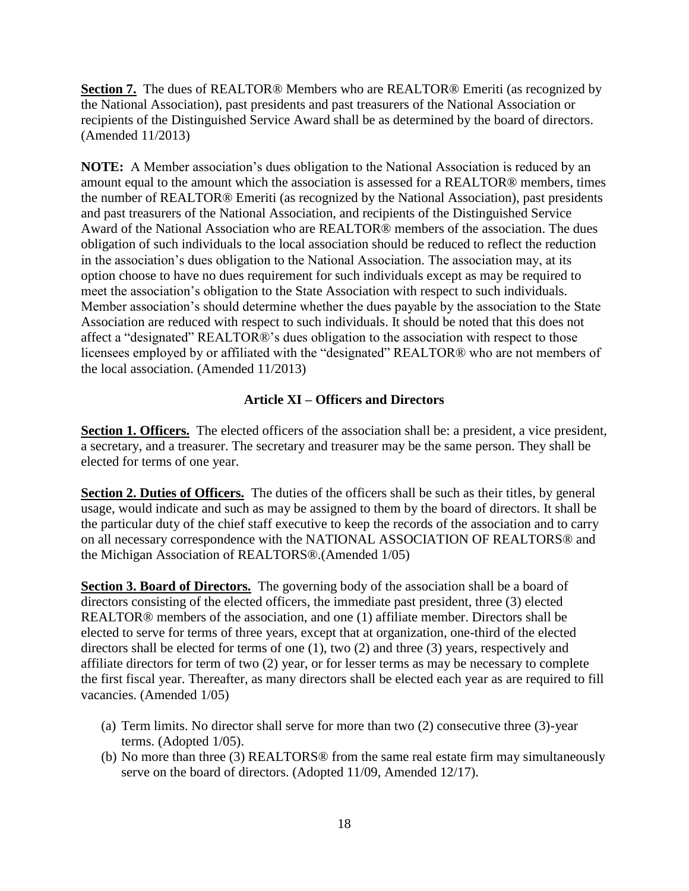**Section 7.** The dues of REALTOR® Members who are REALTOR® Emeriti (as recognized by the National Association), past presidents and past treasurers of the National Association or recipients of the Distinguished Service Award shall be as determined by the board of directors. (Amended 11/2013)

**NOTE:** A Member association's dues obligation to the National Association is reduced by an amount equal to the amount which the association is assessed for a REALTOR® members, times the number of REALTOR® Emeriti (as recognized by the National Association), past presidents and past treasurers of the National Association, and recipients of the Distinguished Service Award of the National Association who are REALTOR® members of the association. The dues obligation of such individuals to the local association should be reduced to reflect the reduction in the association's dues obligation to the National Association. The association may, at its option choose to have no dues requirement for such individuals except as may be required to meet the association's obligation to the State Association with respect to such individuals. Member association's should determine whether the dues payable by the association to the State Association are reduced with respect to such individuals. It should be noted that this does not affect a "designated" REALTOR®'s dues obligation to the association with respect to those licensees employed by or affiliated with the "designated" REALTOR® who are not members of the local association. (Amended 11/2013)

## Article XI – Officers and Directors

**Section 1. Officers.** The elected officers of the association shall be: a president, a vice president, a secretary, and a treasurer. The secretary and treasurer may be the same person. They shall be elected for terms of one year.

**Section 2. Duties of Officers.** The duties of the officers shall be such as their titles, by general usage, would indicate and such as may be assigned to them by the board of directors. It shall be the particular duty of the chief staff executive to keep the records of the association and to carry on all necessary correspondence with the NATIONAL ASSOCIATION OF REALTORS® and the Michigan Association of REALTORS®.(Amended 1/05)

**Section 3. Board of Directors.** The governing body of the association shall be a board of directors consisting of the elected officers, the immediate past president, three (3) elected REALTOR® members of the association, and one (1) affiliate member. Directors shall be elected to serve for terms of three years, except that at organization, one-third of the elected directors shall be elected for terms of one (1), two (2) and three (3) years, respectively and affiliate directors for term of two (2) year, or for lesser terms as may be necessary to complete the first fiscal year. Thereafter, as many directors shall be elected each year as are required to fill vacancies. (Amended 1/05)

(a) Term limits. No director shall serve for more than two (2) consecutive three (3)-year terms. (Adopted 1/05).
(b) No more than three (3) REALTORS® from the same real estate firm may simultaneously serve on the board of directors. (Adopted 11/09, Amended 12/17).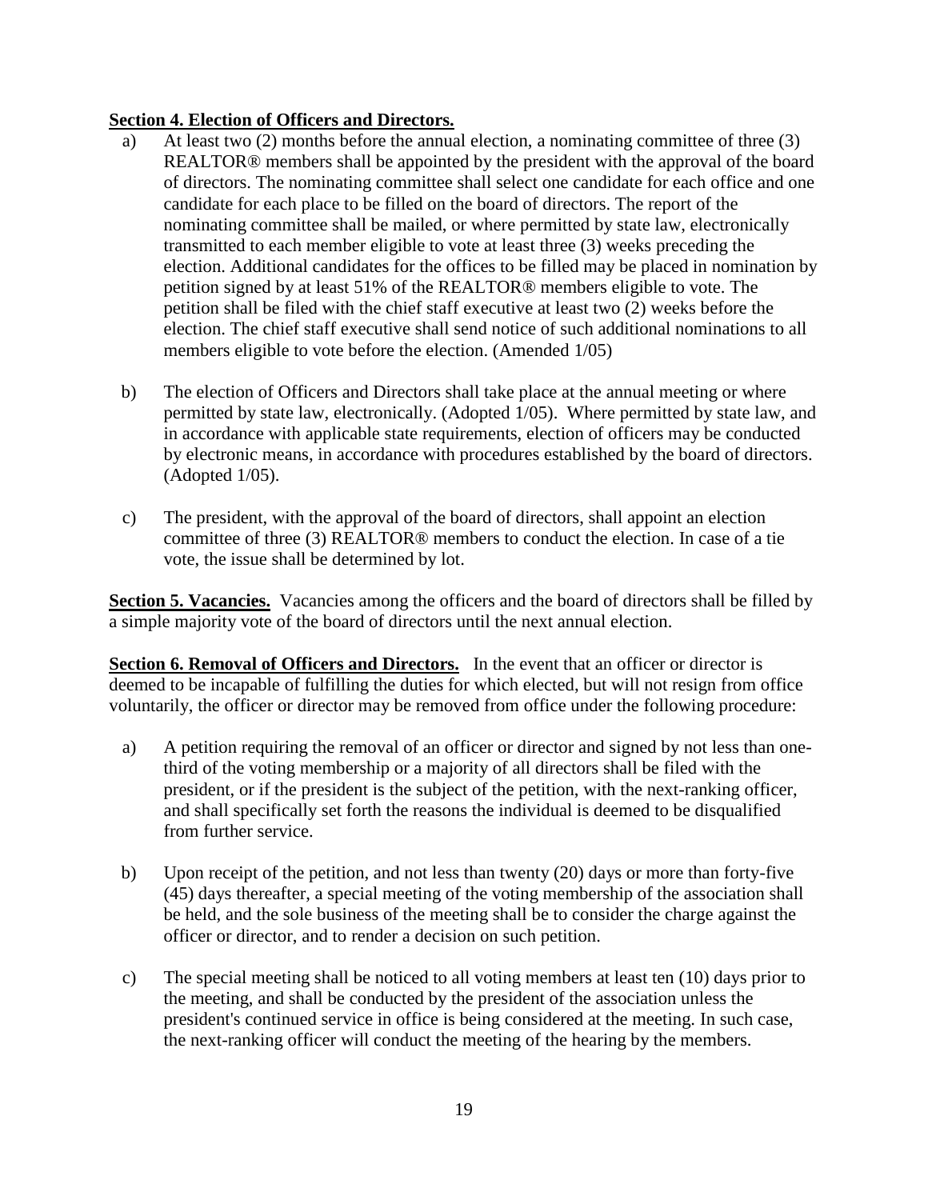**Section 4. Election of Officers and Directors.**

a) At least two (2) months before the annual election, a nominating committee of three (3) REALTOR® members shall be appointed by the president with the approval of the board of directors. The nominating committee shall select one candidate for each office and one candidate for each place to be filled on the board of directors. The report of the nominating committee shall be mailed, or where permitted by state law, electronically transmitted to each member eligible to vote at least three (3) weeks preceding the election. Additional candidates for the offices to be filled may be placed in nomination by petition signed by at least 51% of the REALTOR® members eligible to vote. The petition shall be filed with the chief staff executive at least two (2) weeks before the election. The chief staff executive shall send notice of such additional nominations to all members eligible to vote before the election. (Amended 1/05)

b) The election of Officers and Directors shall take place at the annual meeting or where permitted by state law, electronically. (Adopted 1/05). Where permitted by state law, and in accordance with applicable state requirements, election of officers may be conducted by electronic means, in accordance with procedures established by the board of directors. (Adopted 1/05).

c) The president, with the approval of the board of directors, shall appoint an election committee of three (3) REALTOR® members to conduct the election. In case of a tie vote, the issue shall be determined by lot.

**Section 5. Vacancies.** Vacancies among the officers and the board of directors shall be filled by a simple majority vote of the board of directors until the next annual election.

**Section 6. Removal of Officers and Directors.** In the event that an officer or director is deemed to be incapable of fulfilling the duties for which elected, but will not resign from office voluntarily, the officer or director may be removed from office under the following procedure:

a) A petition requiring the removal of an officer or director and signed by not less than one-third of the voting membership or a majority of all directors shall be filed with the president, or if the president is the subject of the petition, with the next-ranking officer, and shall specifically set forth the reasons the individual is deemed to be disqualified from further service.

b) Upon receipt of the petition, and not less than twenty (20) days or more than forty-five (45) days thereafter, a special meeting of the voting membership of the association shall be held, and the sole business of the meeting shall be to consider the charge against the officer or director, and to render a decision on such petition.

c) The special meeting shall be noticed to all voting members at least ten (10) days prior to the meeting, and shall be conducted by the president of the association unless the president's continued service in office is being considered at the meeting. In such case, the next-ranking officer will conduct the meeting of the hearing by the members.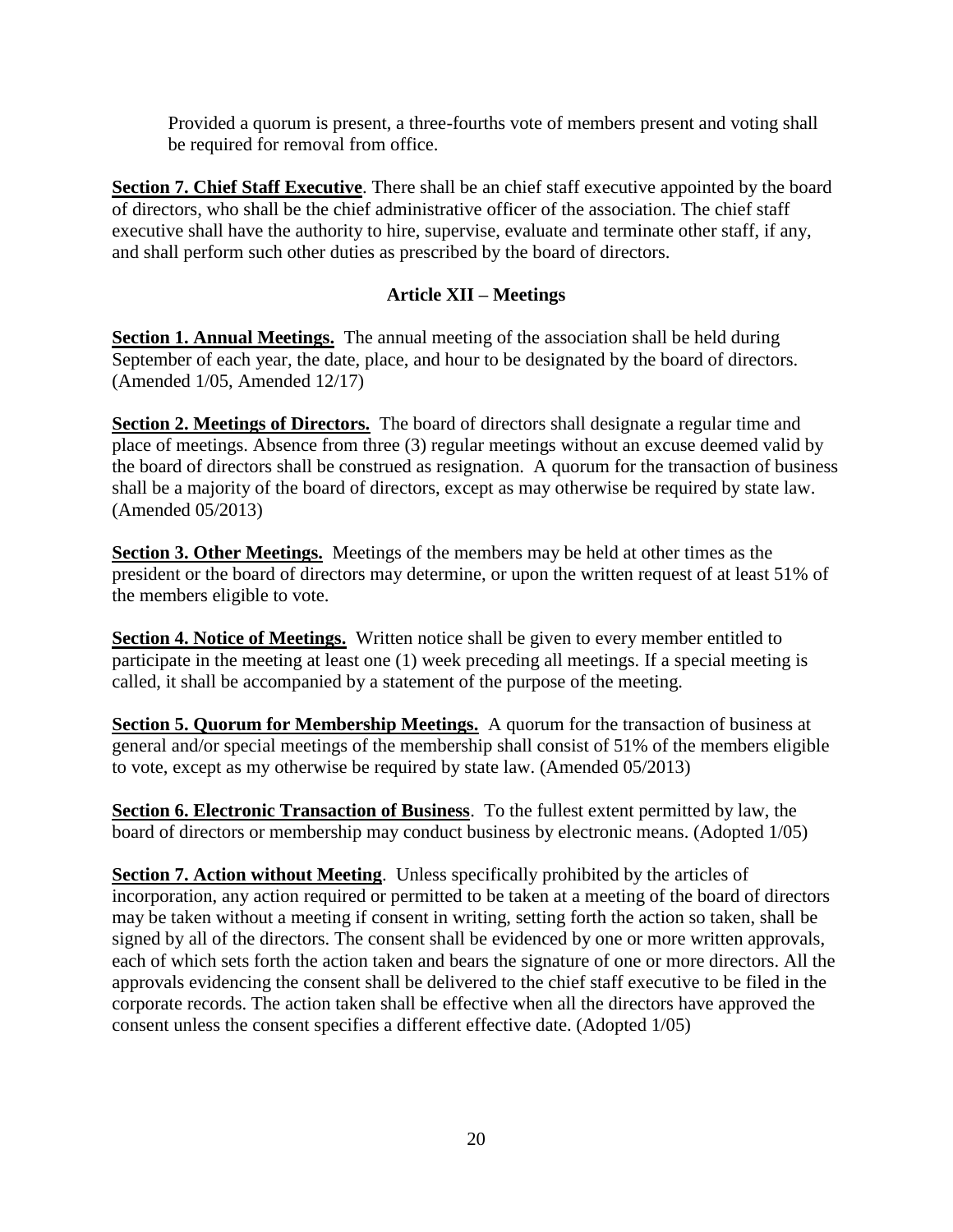Provided a quorum is present, a three-fourths vote of members present and voting shall be required for removal from office.

**Section 7. Chief Staff Executive**. There shall be an chief staff executive appointed by the board of directors, who shall be the chief administrative officer of the association. The chief staff executive shall have the authority to hire, supervise, evaluate and terminate other staff, if any, and shall perform such other duties as prescribed by the board of directors.

## Article XII – Meetings

**Section 1. Annual Meetings.** The annual meeting of the association shall be held during September of each year, the date, place, and hour to be designated by the board of directors. (Amended 1/05, Amended 12/17)

**Section 2. Meetings of Directors.** The board of directors shall designate a regular time and place of meetings. Absence from three (3) regular meetings without an excuse deemed valid by the board of directors shall be construed as resignation. A quorum for the transaction of business shall be a majority of the board of directors, except as may otherwise be required by state law. (Amended 05/2013)

**Section 3. Other Meetings.** Meetings of the members may be held at other times as the president or the board of directors may determine, or upon the written request of at least 51% of the members eligible to vote.

**Section 4. Notice of Meetings.** Written notice shall be given to every member entitled to participate in the meeting at least one (1) week preceding all meetings. If a special meeting is called, it shall be accompanied by a statement of the purpose of the meeting.

**Section 5. Quorum for Membership Meetings.** A quorum for the transaction of business at general and/or special meetings of the membership shall consist of 51% of the members eligible to vote, except as my otherwise be required by state law. (Amended 05/2013)

**Section 6. Electronic Transaction of Business**. To the fullest extent permitted by law, the board of directors or membership may conduct business by electronic means. (Adopted 1/05)

**Section 7. Action without Meeting**. Unless specifically prohibited by the articles of incorporation, any action required or permitted to be taken at a meeting of the board of directors may be taken without a meeting if consent in writing, setting forth the action so taken, shall be signed by all of the directors. The consent shall be evidenced by one or more written approvals, each of which sets forth the action taken and bears the signature of one or more directors. All the approvals evidencing the consent shall be delivered to the chief staff executive to be filed in the corporate records. The action taken shall be effective when all the directors have approved the consent unless the consent specifies a different effective date. (Adopted 1/05)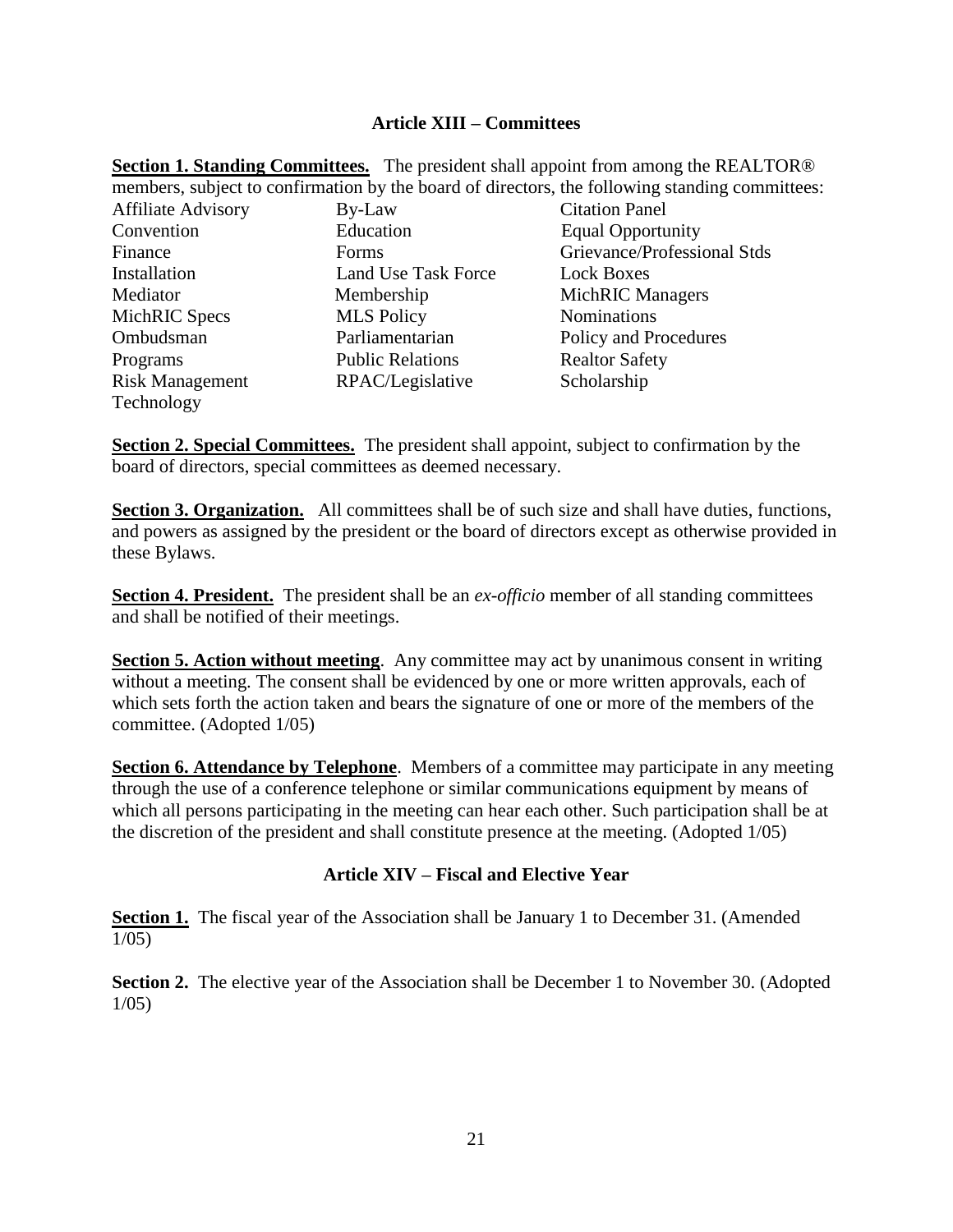## Article XIII – Committees

**Section 1. Standing Committees.** The president shall appoint from among the REALTOR® members, subject to confirmation by the board of directors, the following standing committees:

| | | |
|---|---|---|
| Affiliate Advisory | By-Law | Citation Panel |
| Convention | Education | Equal Opportunity |
| Finance | Forms | Grievance/Professional Stds |
| Installation | Land Use Task Force | Lock Boxes |
| Mediator | Membership | MichRIC Managers |
| MichRIC Specs | MLS Policy | Nominations |
| Ombudsman | Parliamentarian | Policy and Procedures |
| Programs | Public Relations | Realtor Safety |
| Risk Management | RPAC/Legislative | Scholarship |
| Technology | | |

**Section 2. Special Committees.** The president shall appoint, subject to confirmation by the board of directors, special committees as deemed necessary.

**Section 3. Organization.** All committees shall be of such size and shall have duties, functions, and powers as assigned by the president or the board of directors except as otherwise provided in these Bylaws.

**Section 4. President.** The president shall be an *ex-officio* member of all standing committees and shall be notified of their meetings.

**Section 5. Action without meeting**. Any committee may act by unanimous consent in writing without a meeting. The consent shall be evidenced by one or more written approvals, each of which sets forth the action taken and bears the signature of one or more of the members of the committee. (Adopted 1/05)

**Section 6. Attendance by Telephone**. Members of a committee may participate in any meeting through the use of a conference telephone or similar communications equipment by means of which all persons participating in the meeting can hear each other. Such participation shall be at the discretion of the president and shall constitute presence at the meeting. (Adopted 1/05)

## Article XIV – Fiscal and Elective Year

**Section 1.** The fiscal year of the Association shall be January 1 to December 31. (Amended 1/05)

**Section 2.** The elective year of the Association shall be December 1 to November 30. (Adopted 1/05)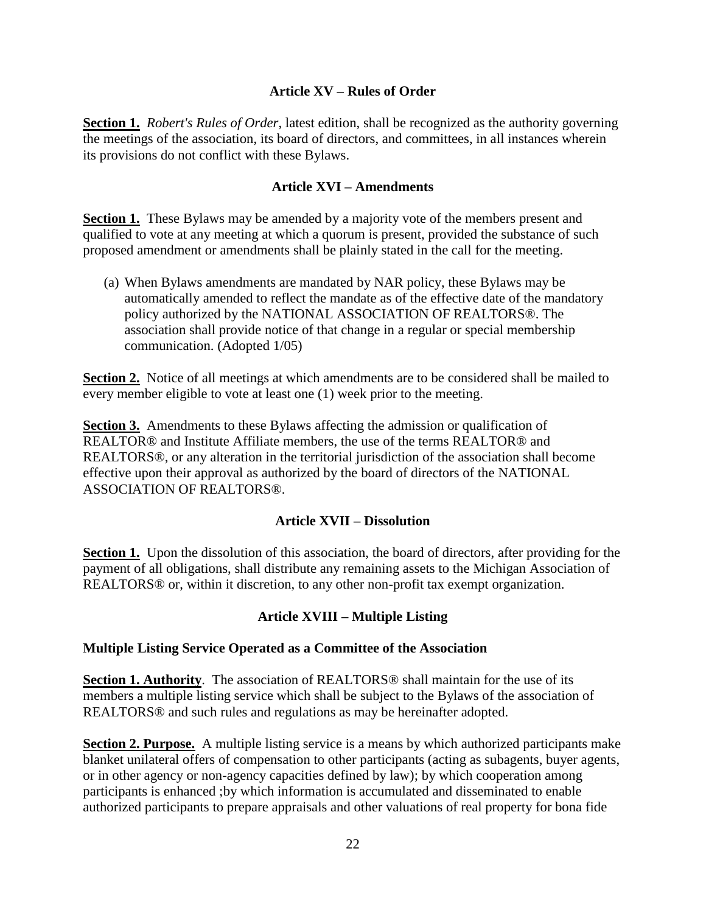## Article XV – Rules of Order

**Section 1.** *Robert's Rules of Order*, latest edition, shall be recognized as the authority governing the meetings of the association, its board of directors, and committees, in all instances wherein its provisions do not conflict with these Bylaws.

## Article XVI – Amendments

**Section 1.** These Bylaws may be amended by a majority vote of the members present and qualified to vote at any meeting at which a quorum is present, provided the substance of such proposed amendment or amendments shall be plainly stated in the call for the meeting.

(a) When Bylaws amendments are mandated by NAR policy, these Bylaws may be automatically amended to reflect the mandate as of the effective date of the mandatory policy authorized by the NATIONAL ASSOCIATION OF REALTORS®. The association shall provide notice of that change in a regular or special membership communication. (Adopted 1/05)

**Section 2.** Notice of all meetings at which amendments are to be considered shall be mailed to every member eligible to vote at least one (1) week prior to the meeting.

**Section 3.** Amendments to these Bylaws affecting the admission or qualification of REALTOR® and Institute Affiliate members, the use of the terms REALTOR® and REALTORS®, or any alteration in the territorial jurisdiction of the association shall become effective upon their approval as authorized by the board of directors of the NATIONAL ASSOCIATION OF REALTORS®.

## Article XVII – Dissolution

**Section 1.** Upon the dissolution of this association, the board of directors, after providing for the payment of all obligations, shall distribute any remaining assets to the Michigan Association of REALTORS® or, within it discretion, to any other non-profit tax exempt organization.

## Article XVIII – Multiple Listing

### Multiple Listing Service Operated as a Committee of the Association

**Section 1. Authority**. The association of REALTORS® shall maintain for the use of its members a multiple listing service which shall be subject to the Bylaws of the association of REALTORS® and such rules and regulations as may be hereinafter adopted.

**Section 2. Purpose.** A multiple listing service is a means by which authorized participants make blanket unilateral offers of compensation to other participants (acting as subagents, buyer agents, or in other agency or non-agency capacities defined by law); by which cooperation among participants is enhanced ;by which information is accumulated and disseminated to enable authorized participants to prepare appraisals and other valuations of real property for bona fide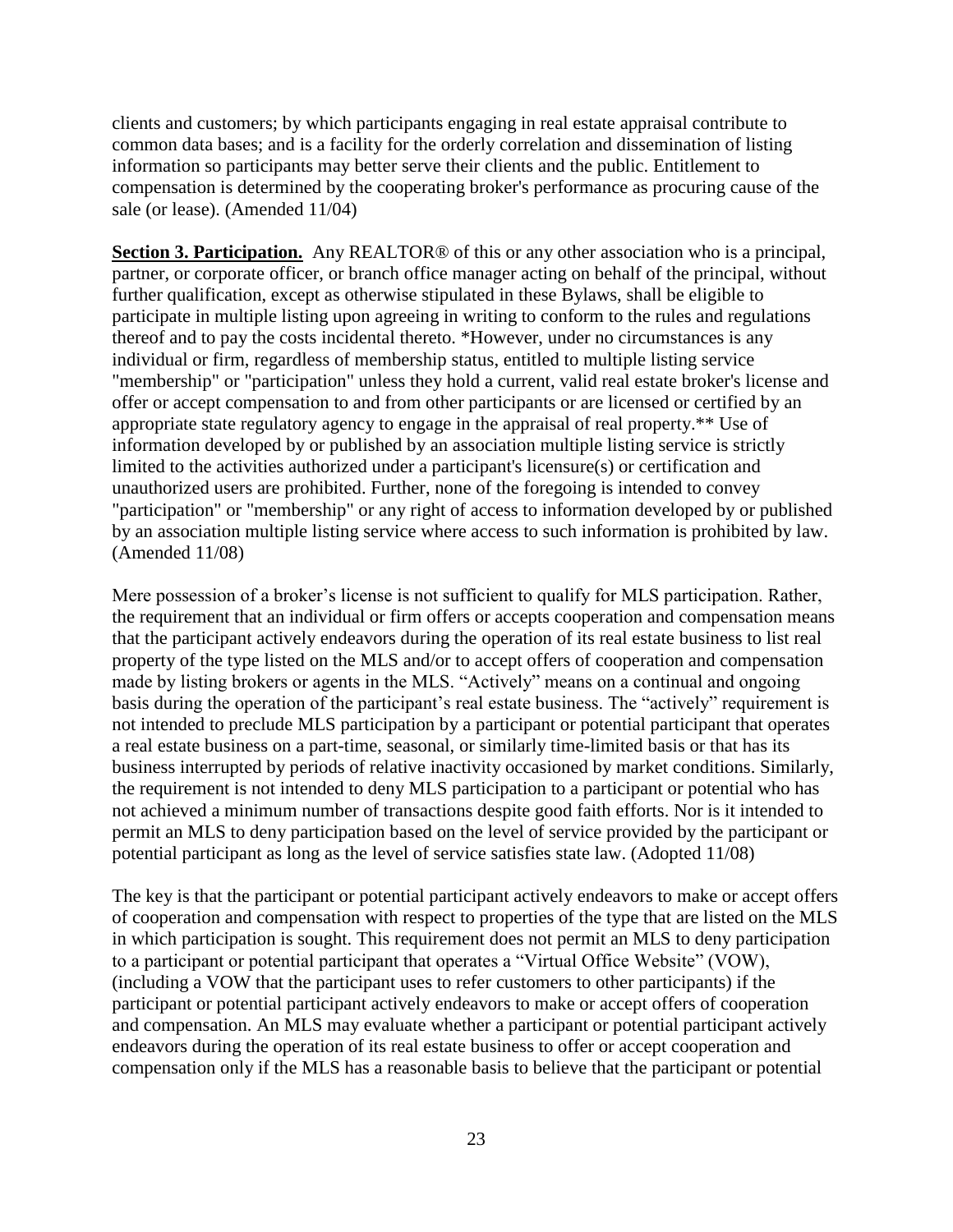clients and customers; by which participants engaging in real estate appraisal contribute to common data bases; and is a facility for the orderly correlation and dissemination of listing information so participants may better serve their clients and the public. Entitlement to compensation is determined by the cooperating broker's performance as procuring cause of the sale (or lease). (Amended 11/04)

**Section 3. Participation.** Any REALTOR® of this or any other association who is a principal, partner, or corporate officer, or branch office manager acting on behalf of the principal, without further qualification, except as otherwise stipulated in these Bylaws, shall be eligible to participate in multiple listing upon agreeing in writing to conform to the rules and regulations thereof and to pay the costs incidental thereto. *However, under no circumstances is any individual or firm, regardless of membership status, entitled to multiple listing service "membership" or "participation" unless they hold a current, valid real estate broker's license and offer or accept compensation to and from other participants or are licensed or certified by an appropriate state regulatory agency to engage in the appraisal of real property.** Use of information developed by or published by an association multiple listing service is strictly limited to the activities authorized under a participant's licensure(s) or certification and unauthorized users are prohibited. Further, none of the foregoing is intended to convey "participation" or "membership" or any right of access to information developed by or published by an association multiple listing service where access to such information is prohibited by law. (Amended 11/08)

Mere possession of a broker's license is not sufficient to qualify for MLS participation. Rather, the requirement that an individual or firm offers or accepts cooperation and compensation means that the participant actively endeavors during the operation of its real estate business to list real property of the type listed on the MLS and/or to accept offers of cooperation and compensation made by listing brokers or agents in the MLS. "Actively" means on a continual and ongoing basis during the operation of the participant's real estate business. The "actively" requirement is not intended to preclude MLS participation by a participant or potential participant that operates a real estate business on a part-time, seasonal, or similarly time-limited basis or that has its business interrupted by periods of relative inactivity occasioned by market conditions. Similarly, the requirement is not intended to deny MLS participation to a participant or potential who has not achieved a minimum number of transactions despite good faith efforts. Nor is it intended to permit an MLS to deny participation based on the level of service provided by the participant or potential participant as long as the level of service satisfies state law. (Adopted 11/08)

The key is that the participant or potential participant actively endeavors to make or accept offers of cooperation and compensation with respect to properties of the type that are listed on the MLS in which participation is sought. This requirement does not permit an MLS to deny participation to a participant or potential participant that operates a "Virtual Office Website" (VOW), (including a VOW that the participant uses to refer customers to other participants) if the participant or potential participant actively endeavors to make or accept offers of cooperation and compensation. An MLS may evaluate whether a participant or potential participant actively endeavors during the operation of its real estate business to offer or accept cooperation and compensation only if the MLS has a reasonable basis to believe that the participant or potential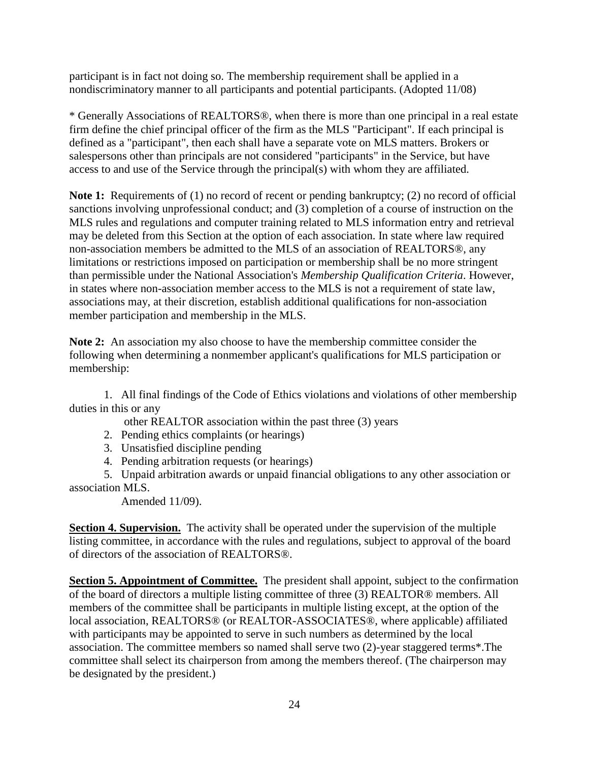participant is in fact not doing so. The membership requirement shall be applied in a nondiscriminatory manner to all participants and potential participants. (Adopted 11/08)

* Generally Associations of REALTORS®, when there is more than one principal in a real estate firm define the chief principal officer of the firm as the MLS "Participant". If each principal is defined as a "participant", then each shall have a separate vote on MLS matters. Brokers or salespersons other than principals are not considered "participants" in the Service, but have access to and use of the Service through the principal(s) with whom they are affiliated.

**Note 1:** Requirements of (1) no record of recent or pending bankruptcy; (2) no record of official sanctions involving unprofessional conduct; and (3) completion of a course of instruction on the MLS rules and regulations and computer training related to MLS information entry and retrieval may be deleted from this Section at the option of each association. In state where law required non-association members be admitted to the MLS of an association of REALTORS®, any limitations or restrictions imposed on participation or membership shall be no more stringent than permissible under the National Association's *Membership Qualification Criteria*. However, in states where non-association member access to the MLS is not a requirement of state law, associations may, at their discretion, establish additional qualifications for non-association member participation and membership in the MLS.

**Note 2:** An association my also choose to have the membership committee consider the following when determining a nonmember applicant's qualifications for MLS participation or membership:

1. All final findings of the Code of Ethics violations and violations of other membership duties in this or any other REALTOR association within the past three (3) years
2. Pending ethics complaints (or hearings)
3. Unsatisfied discipline pending
4. Pending arbitration requests (or hearings)
5. Unpaid arbitration awards or unpaid financial obligations to any other association or association MLS.

Amended 11/09).

**Section 4. Supervision.** The activity shall be operated under the supervision of the multiple listing committee, in accordance with the rules and regulations, subject to approval of the board of directors of the association of REALTORS®.

**Section 5. Appointment of Committee.** The president shall appoint, subject to the confirmation of the board of directors a multiple listing committee of three (3) REALTOR® members. All members of the committee shall be participants in multiple listing except, at the option of the local association, REALTORS® (or REALTOR-ASSOCIATES®, where applicable) affiliated with participants may be appointed to serve in such numbers as determined by the local association. The committee members so named shall serve two (2)-year staggered terms*.The committee shall select its chairperson from among the members thereof. (The chairperson may be designated by the president.)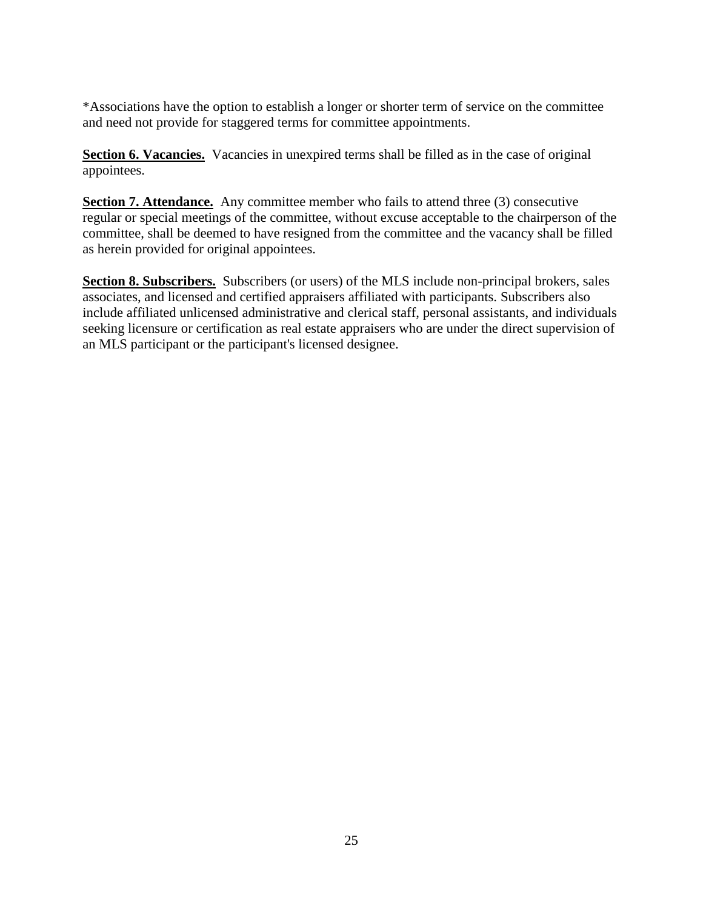*Associations have the option to establish a longer or shorter term of service on the committee and need not provide for staggered terms for committee appointments.

**Section 6. Vacancies.** Vacancies in unexpired terms shall be filled as in the case of original appointees.

**Section 7. Attendance.** Any committee member who fails to attend three (3) consecutive regular or special meetings of the committee, without excuse acceptable to the chairperson of the committee, shall be deemed to have resigned from the committee and the vacancy shall be filled as herein provided for original appointees.

**Section 8. Subscribers.** Subscribers (or users) of the MLS include non-principal brokers, sales associates, and licensed and certified appraisers affiliated with participants. Subscribers also include affiliated unlicensed administrative and clerical staff, personal assistants, and individuals seeking licensure or certification as real estate appraisers who are under the direct supervision of an MLS participant or the participant's licensed designee.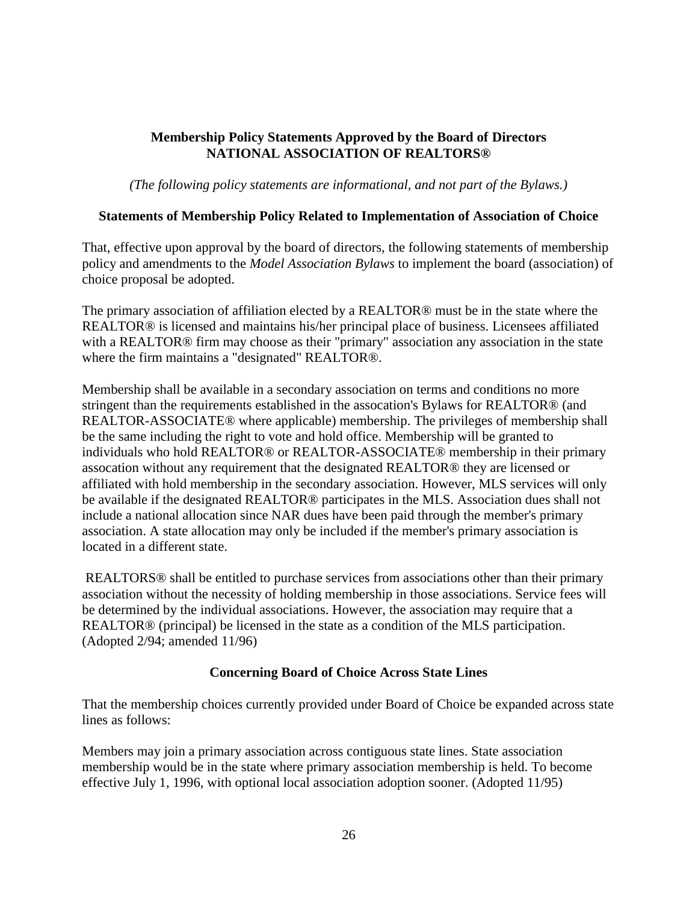**Membership Policy Statements Approved by the Board of Directors**
**NATIONAL ASSOCIATION OF REALTORS®**

*(The following policy statements are informational, and not part of the Bylaws.)*

### Statements of Membership Policy Related to Implementation of Association of Choice

That, effective upon approval by the board of directors, the following statements of membership policy and amendments to the *Model Association Bylaws* to implement the board (association) of choice proposal be adopted.

The primary association of affiliation elected by a REALTOR® must be in the state where the REALTOR® is licensed and maintains his/her principal place of business. Licensees affiliated with a REALTOR® firm may choose as their "primary" association any association in the state where the firm maintains a "designated" REALTOR®.

Membership shall be available in a secondary association on terms and conditions no more stringent than the requirements established in the assocation's Bylaws for REALTOR® (and REALTOR-ASSOCIATE® where applicable) membership. The privileges of membership shall be the same including the right to vote and hold office. Membership will be granted to individuals who hold REALTOR® or REALTOR-ASSOCIATE® membership in their primary assocation without any requirement that the designated REALTOR® they are licensed or affiliated with hold membership in the secondary association. However, MLS services will only be available if the designated REALTOR® participates in the MLS. Association dues shall not include a national allocation since NAR dues have been paid through the member's primary association. A state allocation may only be included if the member's primary association is located in a different state.

REALTORS® shall be entitled to purchase services from associations other than their primary association without the necessity of holding membership in those associations. Service fees will be determined by the individual associations. However, the association may require that a REALTOR® (principal) be licensed in the state as a condition of the MLS participation. (Adopted 2/94; amended 11/96)

### Concerning Board of Choice Across State Lines

That the membership choices currently provided under Board of Choice be expanded across state lines as follows:

Members may join a primary association across contiguous state lines. State association membership would be in the state where primary association membership is held. To become effective July 1, 1996, with optional local association adoption sooner. (Adopted 11/95)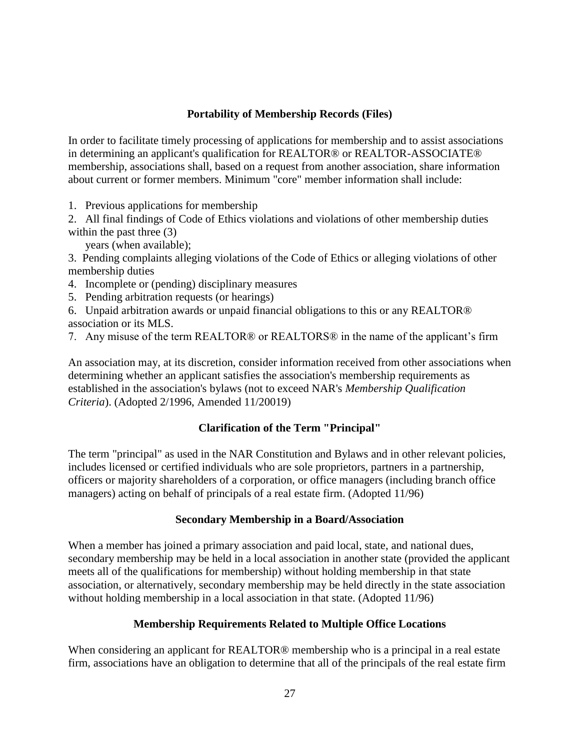**Portability of Membership Records (Files)**

In order to facilitate timely processing of applications for membership and to assist associations in determining an applicant's qualification for REALTOR® or REALTOR-ASSOCIATE® membership, associations shall, based on a request from another association, share information about current or former members. Minimum "core" member information shall include:

1. Previous applications for membership
2. All final findings of Code of Ethics violations and violations of other membership duties within the past three (3) years (when available);
3. Pending complaints alleging violations of the Code of Ethics or alleging violations of other membership duties
4. Incomplete or (pending) disciplinary measures
5. Pending arbitration requests (or hearings)
6. Unpaid arbitration awards or unpaid financial obligations to this or any REALTOR® association or its MLS.
7. Any misuse of the term REALTOR® or REALTORS® in the name of the applicant's firm

An association may, at its discretion, consider information received from other associations when determining whether an applicant satisfies the association's membership requirements as established in the association's bylaws (not to exceed NAR's *Membership Qualification Criteria*). (Adopted 2/1996, Amended 11/20019)

**Clarification of the Term "Principal"**

The term "principal" as used in the NAR Constitution and Bylaws and in other relevant policies, includes licensed or certified individuals who are sole proprietors, partners in a partnership, officers or majority shareholders of a corporation, or office managers (including branch office managers) acting on behalf of principals of a real estate firm. (Adopted 11/96)

**Secondary Membership in a Board/Association**

When a member has joined a primary association and paid local, state, and national dues, secondary membership may be held in a local association in another state (provided the applicant meets all of the qualifications for membership) without holding membership in that state association, or alternatively, secondary membership may be held directly in the state association without holding membership in a local association in that state. (Adopted 11/96)

**Membership Requirements Related to Multiple Office Locations**

When considering an applicant for REALTOR® membership who is a principal in a real estate firm, associations have an obligation to determine that all of the principals of the real estate firm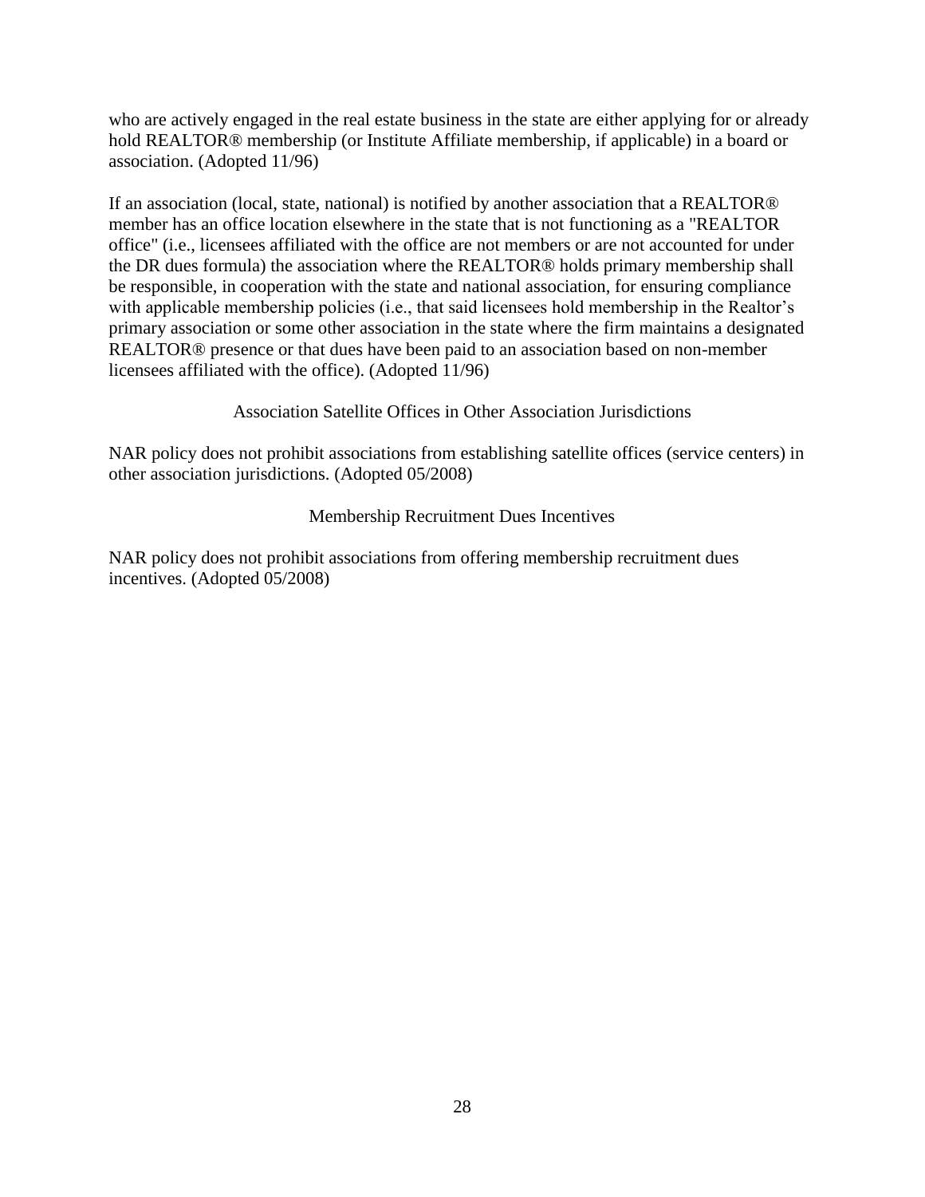who are actively engaged in the real estate business in the state are either applying for or already hold REALTOR® membership (or Institute Affiliate membership, if applicable) in a board or association. (Adopted 11/96)

If an association (local, state, national) is notified by another association that a REALTOR® member has an office location elsewhere in the state that is not functioning as a "REALTOR office" (i.e., licensees affiliated with the office are not members or are not accounted for under the DR dues formula) the association where the REALTOR® holds primary membership shall be responsible, in cooperation with the state and national association, for ensuring compliance with applicable membership policies (i.e., that said licensees hold membership in the Realtor's primary association or some other association in the state where the firm maintains a designated REALTOR® presence or that dues have been paid to an association based on non-member licensees affiliated with the office). (Adopted 11/96)

### Association Satellite Offices in Other Association Jurisdictions

NAR policy does not prohibit associations from establishing satellite offices (service centers) in other association jurisdictions. (Adopted 05/2008)

### Membership Recruitment Dues Incentives

NAR policy does not prohibit associations from offering membership recruitment dues incentives. (Adopted 05/2008)